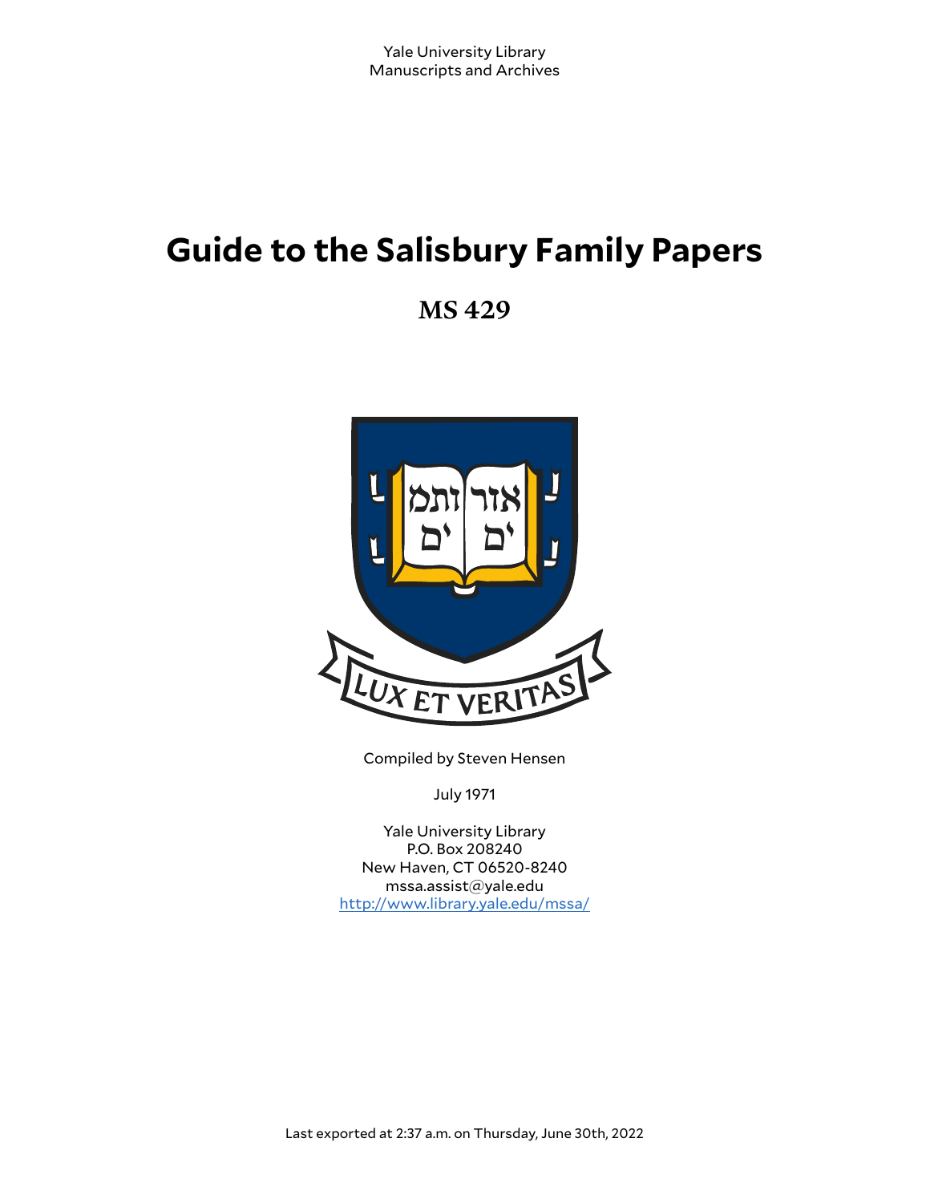Yale University Library
Manuscripts and Archives

# Guide to the Salisbury Family Papers

## MS 429

Compiled by Steven Hensen

July 1971

Yale University Library
P.O. Box 208240
New Haven, CT 06520-8240
mssa.assist@yale.edu
http://www.library.yale.edu/mssa/

Last exported at 2:37 a.m. on Thursday, June 30th, 2022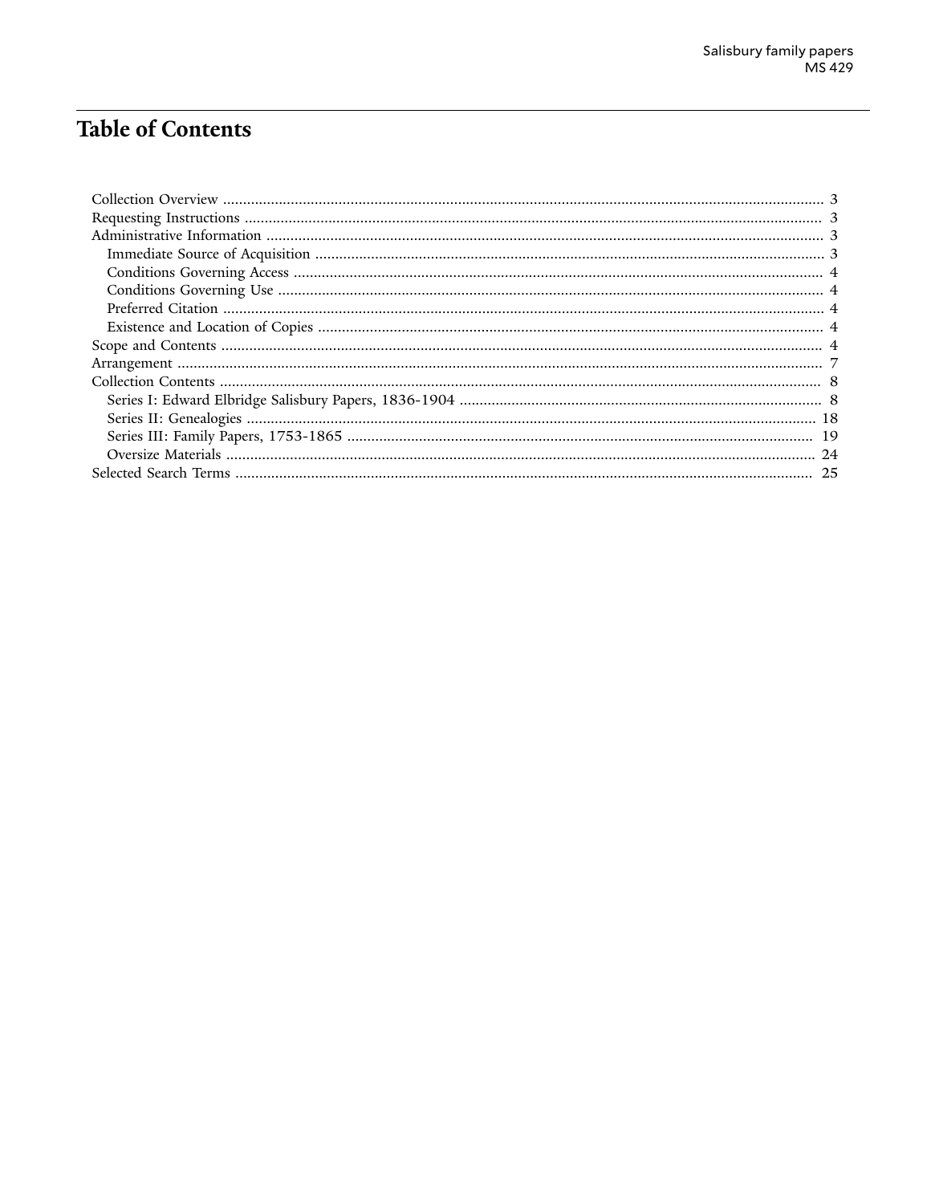# Table of Contents

- Collection Overview ..................................................... 3
- Requesting Instructions ..................................................... 3
- Administrative Information ..................................................... 3
  - Immediate Source of Acquisition ..................................................... 3
  - Conditions Governing Access ..................................................... 4
  - Conditions Governing Use ..................................................... 4
  - Preferred Citation ..................................................... 4
  - Existence and Location of Copies ..................................................... 4
- Scope and Contents ..................................................... 4
- Arrangement ..................................................... 7
- Collection Contents ..................................................... 8
  - Series I: Edward Elbridge Salisbury Papers, 1836-1904 ..................................................... 8
  - Series II: Genealogies ..................................................... 18
  - Series III: Family Papers, 1753-1865 ..................................................... 19
  - Oversize Materials ..................................................... 24
- Selected Search Terms ..................................................... 25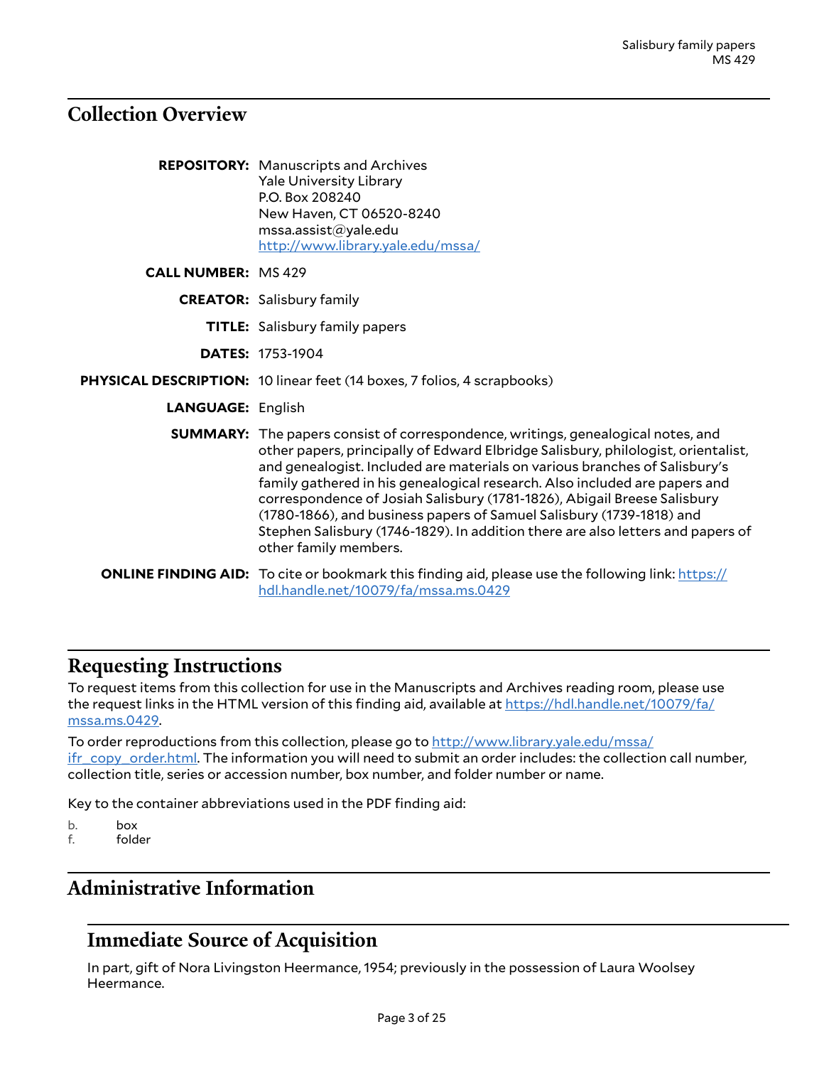## Collection Overview

**REPOSITORY:** Manuscripts and Archives
Yale University Library
P.O. Box 208240
New Haven, CT 06520-8240
mssa.assist@yale.edu
http://www.library.yale.edu/mssa/

**CALL NUMBER:** MS 429

**CREATOR:** Salisbury family

**TITLE:** Salisbury family papers

**DATES:** 1753-1904

**PHYSICAL DESCRIPTION:** 10 linear feet (14 boxes, 7 folios, 4 scrapbooks)

**LANGUAGE:** English

**SUMMARY:** The papers consist of correspondence, writings, genealogical notes, and other papers, principally of Edward Elbridge Salisbury, philologist, orientalist, and genealogist. Included are materials on various branches of Salisbury's family gathered in his genealogical research. Also included are papers and correspondence of Josiah Salisbury (1781-1826), Abigail Breese Salisbury (1780-1866), and business papers of Samuel Salisbury (1739-1818) and Stephen Salisbury (1746-1829). In addition there are also letters and papers of other family members.

**ONLINE FINDING AID:** To cite or bookmark this finding aid, please use the following link: https://hdl.handle.net/10079/fa/mssa.ms.0429

## Requesting Instructions

To request items from this collection for use in the Manuscripts and Archives reading room, please use the request links in the HTML version of this finding aid, available at https://hdl.handle.net/10079/fa/mssa.ms.0429.

To order reproductions from this collection, please go to http://www.library.yale.edu/mssa/ifr_copy_order.html. The information you will need to submit an order includes: the collection call number, collection title, series or accession number, box number, and folder number or name.

Key to the container abbreviations used in the PDF finding aid:

b. box
f. folder

## Administrative Information

### Immediate Source of Acquisition

In part, gift of Nora Livingston Heermance, 1954; previously in the possession of Laura Woolsey Heermance.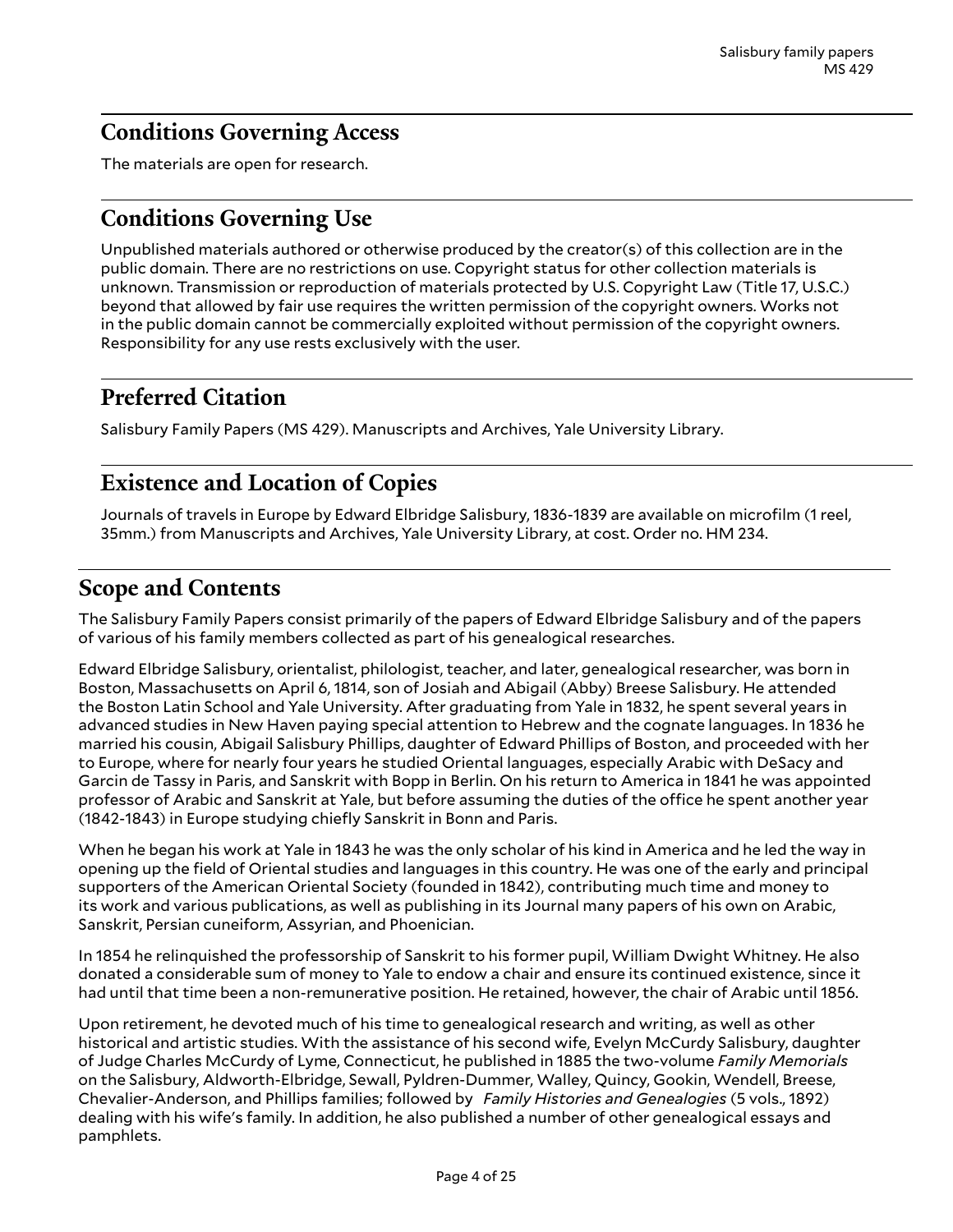## Conditions Governing Access

The materials are open for research.

## Conditions Governing Use

Unpublished materials authored or otherwise produced by the creator(s) of this collection are in the public domain. There are no restrictions on use. Copyright status for other collection materials is unknown. Transmission or reproduction of materials protected by U.S. Copyright Law (Title 17, U.S.C.) beyond that allowed by fair use requires the written permission of the copyright owners. Works not in the public domain cannot be commercially exploited without permission of the copyright owners. Responsibility for any use rests exclusively with the user.

## Preferred Citation

Salisbury Family Papers (MS 429). Manuscripts and Archives, Yale University Library.

## Existence and Location of Copies

Journals of travels in Europe by Edward Elbridge Salisbury, 1836-1839 are available on microfilm (1 reel, 35mm.) from Manuscripts and Archives, Yale University Library, at cost. Order no. HM 234.

# Scope and Contents

The Salisbury Family Papers consist primarily of the papers of Edward Elbridge Salisbury and of the papers of various of his family members collected as part of his genealogical researches.

Edward Elbridge Salisbury, orientalist, philologist, teacher, and later, genealogical researcher, was born in Boston, Massachusetts on April 6, 1814, son of Josiah and Abigail (Abby) Breese Salisbury. He attended the Boston Latin School and Yale University. After graduating from Yale in 1832, he spent several years in advanced studies in New Haven paying special attention to Hebrew and the cognate languages. In 1836 he married his cousin, Abigail Salisbury Phillips, daughter of Edward Phillips of Boston, and proceeded with her to Europe, where for nearly four years he studied Oriental languages, especially Arabic with DeSacy and Garcin de Tassy in Paris, and Sanskrit with Bopp in Berlin. On his return to America in 1841 he was appointed professor of Arabic and Sanskrit at Yale, but before assuming the duties of the office he spent another year (1842-1843) in Europe studying chiefly Sanskrit in Bonn and Paris.

When he began his work at Yale in 1843 he was the only scholar of his kind in America and he led the way in opening up the field of Oriental studies and languages in this country. He was one of the early and principal supporters of the American Oriental Society (founded in 1842), contributing much time and money to its work and various publications, as well as publishing in its Journal many papers of his own on Arabic, Sanskrit, Persian cuneiform, Assyrian, and Phoenician.

In 1854 he relinquished the professorship of Sanskrit to his former pupil, William Dwight Whitney. He also donated a considerable sum of money to Yale to endow a chair and ensure its continued existence, since it had until that time been a non-remunerative position. He retained, however, the chair of Arabic until 1856.

Upon retirement, he devoted much of his time to genealogical research and writing, as well as other historical and artistic studies. With the assistance of his second wife, Evelyn McCurdy Salisbury, daughter of Judge Charles McCurdy of Lyme, Connecticut, he published in 1885 the two-volume *Family Memorials* on the Salisbury, Aldworth-Elbridge, Sewall, Pyldren-Dummer, Walley, Quincy, Gookin, Wendell, Breese, Chevalier-Anderson, and Phillips families; followed by *Family Histories and Genealogies* (5 vols., 1892) dealing with his wife's family. In addition, he also published a number of other genealogical essays and pamphlets.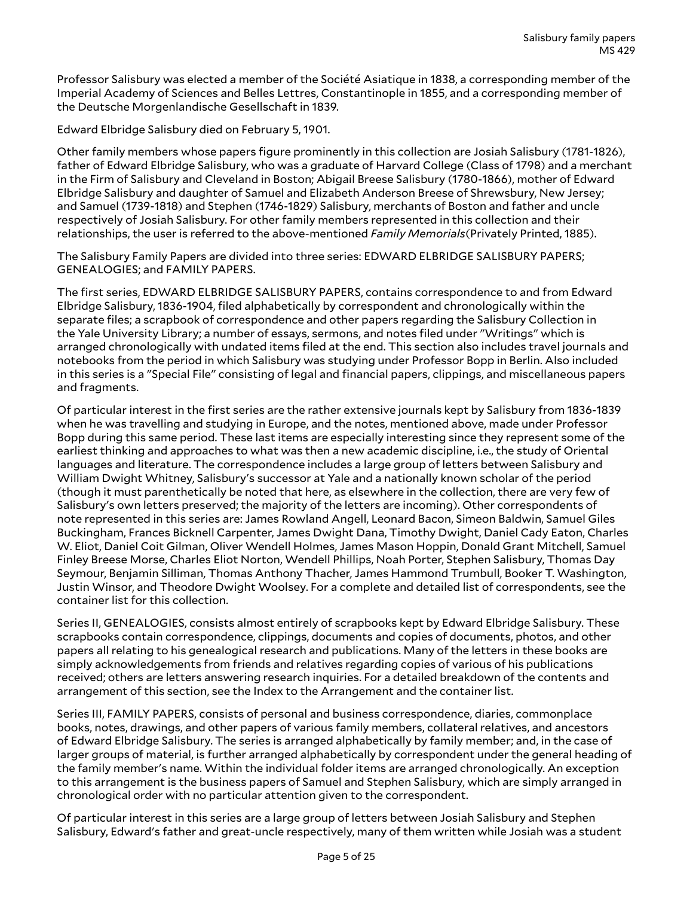Professor Salisbury was elected a member of the Société Asiatique in 1838, a corresponding member of the Imperial Academy of Sciences and Belles Lettres, Constantinople in 1855, and a corresponding member of the Deutsche Morgenlandische Gesellschaft in 1839.

Edward Elbridge Salisbury died on February 5, 1901.

Other family members whose papers figure prominently in this collection are Josiah Salisbury (1781-1826), father of Edward Elbridge Salisbury, who was a graduate of Harvard College (Class of 1798) and a merchant in the Firm of Salisbury and Cleveland in Boston; Abigail Breese Salisbury (1780-1866), mother of Edward Elbridge Salisbury and daughter of Samuel and Elizabeth Anderson Breese of Shrewsbury, New Jersey; and Samuel (1739-1818) and Stephen (1746-1829) Salisbury, merchants of Boston and father and uncle respectively of Josiah Salisbury. For other family members represented in this collection and their relationships, the user is referred to the above-mentioned *Family Memorials* (Privately Printed, 1885).

The Salisbury Family Papers are divided into three series: EDWARD ELBRIDGE SALISBURY PAPERS; GENEALOGIES; and FAMILY PAPERS.

The first series, EDWARD ELBRIDGE SALISBURY PAPERS, contains correspondence to and from Edward Elbridge Salisbury, 1836-1904, filed alphabetically by correspondent and chronologically within the separate files; a scrapbook of correspondence and other papers regarding the Salisbury Collection in the Yale University Library; a number of essays, sermons, and notes filed under "Writings" which is arranged chronologically with undated items filed at the end. This section also includes travel journals and notebooks from the period in which Salisbury was studying under Professor Bopp in Berlin. Also included in this series is a "Special File" consisting of legal and financial papers, clippings, and miscellaneous papers and fragments.

Of particular interest in the first series are the rather extensive journals kept by Salisbury from 1836-1839 when he was travelling and studying in Europe, and the notes, mentioned above, made under Professor Bopp during this same period. These last items are especially interesting since they represent some of the earliest thinking and approaches to what was then a new academic discipline, i.e., the study of Oriental languages and literature. The correspondence includes a large group of letters between Salisbury and William Dwight Whitney, Salisbury's successor at Yale and a nationally known scholar of the period (though it must parenthetically be noted that here, as elsewhere in the collection, there are very few of Salisbury's own letters preserved; the majority of the letters are incoming). Other correspondents of note represented in this series are: James Rowland Angell, Leonard Bacon, Simeon Baldwin, Samuel Giles Buckingham, Frances Bicknell Carpenter, James Dwight Dana, Timothy Dwight, Daniel Cady Eaton, Charles W. Eliot, Daniel Coit Gilman, Oliver Wendell Holmes, James Mason Hoppin, Donald Grant Mitchell, Samuel Finley Breese Morse, Charles Eliot Norton, Wendell Phillips, Noah Porter, Stephen Salisbury, Thomas Day Seymour, Benjamin Silliman, Thomas Anthony Thacher, James Hammond Trumbull, Booker T. Washington, Justin Winsor, and Theodore Dwight Woolsey. For a complete and detailed list of correspondents, see the container list for this collection.

Series II, GENEALOGIES, consists almost entirely of scrapbooks kept by Edward Elbridge Salisbury. These scrapbooks contain correspondence, clippings, documents and copies of documents, photos, and other papers all relating to his genealogical research and publications. Many of the letters in these books are simply acknowledgements from friends and relatives regarding copies of various of his publications received; others are letters answering research inquiries. For a detailed breakdown of the contents and arrangement of this section, see the Index to the Arrangement and the container list.

Series III, FAMILY PAPERS, consists of personal and business correspondence, diaries, commonplace books, notes, drawings, and other papers of various family members, collateral relatives, and ancestors of Edward Elbridge Salisbury. The series is arranged alphabetically by family member; and, in the case of larger groups of material, is further arranged alphabetically by correspondent under the general heading of the family member's name. Within the individual folder items are arranged chronologically. An exception to this arrangement is the business papers of Samuel and Stephen Salisbury, which are simply arranged in chronological order with no particular attention given to the correspondent.

Of particular interest in this series are a large group of letters between Josiah Salisbury and Stephen Salisbury, Edward's father and great-uncle respectively, many of them written while Josiah was a student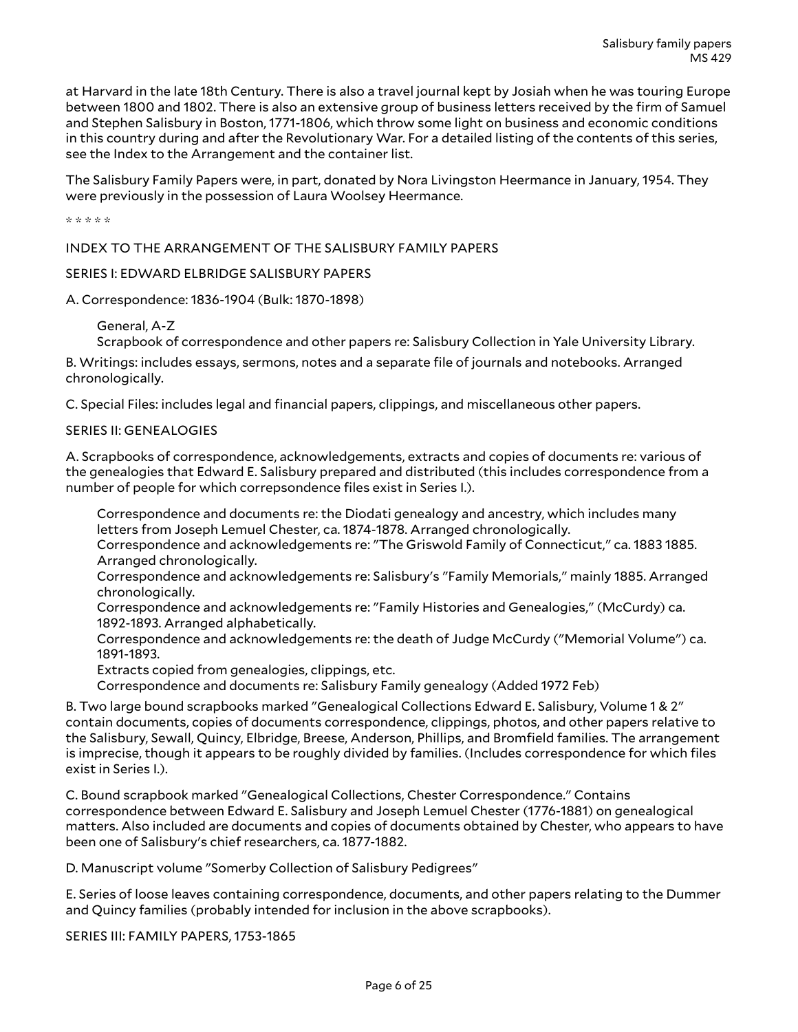at Harvard in the late 18th Century. There is also a travel journal kept by Josiah when he was touring Europe between 1800 and 1802. There is also an extensive group of business letters received by the firm of Samuel and Stephen Salisbury in Boston, 1771-1806, which throw some light on business and economic conditions in this country during and after the Revolutionary War. For a detailed listing of the contents of this series, see the Index to the Arrangement and the container list.

The Salisbury Family Papers were, in part, donated by Nora Livingston Heermance in January, 1954. They were previously in the possession of Laura Woolsey Heermance.

* * * * *

INDEX TO THE ARRANGEMENT OF THE SALISBURY FAMILY PAPERS

SERIES I: EDWARD ELBRIDGE SALISBURY PAPERS

A. Correspondence: 1836-1904 (Bulk: 1870-1898)

> General, A-Z
> Scrapbook of correspondence and other papers re: Salisbury Collection in Yale University Library.

B. Writings: includes essays, sermons, notes and a separate file of journals and notebooks. Arranged chronologically.

C. Special Files: includes legal and financial papers, clippings, and miscellaneous other papers.

SERIES II: GENEALOGIES

A. Scrapbooks of correspondence, acknowledgements, extracts and copies of documents re: various of the genealogies that Edward E. Salisbury prepared and distributed (this includes correspondence from a number of people for which correpsondence files exist in Series I.).

> Correspondence and documents re: the Diodati genealogy and ancestry, which includes many letters from Joseph Lemuel Chester, ca. 1874-1878. Arranged chronologically.
> Correspondence and acknowledgements re: "The Griswold Family of Connecticut," ca. 1883 1885. Arranged chronologically.
> Correspondence and acknowledgements re: Salisbury's "Family Memorials," mainly 1885. Arranged chronologically.
> Correspondence and acknowledgements re: "Family Histories and Genealogies," (McCurdy) ca. 1892-1893. Arranged alphabetically.
> Correspondence and acknowledgements re: the death of Judge McCurdy ("Memorial Volume") ca. 1891-1893.
> Extracts copied from genealogies, clippings, etc.
> Correspondence and documents re: Salisbury Family genealogy (Added 1972 Feb)

B. Two large bound scrapbooks marked "Genealogical Collections Edward E. Salisbury, Volume 1 & 2" contain documents, copies of documents correspondence, clippings, photos, and other papers relative to the Salisbury, Sewall, Quincy, Elbridge, Breese, Anderson, Phillips, and Bromfield families. The arrangement is imprecise, though it appears to be roughly divided by families. (Includes correspondence for which files exist in Series I.).

C. Bound scrapbook marked "Genealogical Collections, Chester Correspondence." Contains correspondence between Edward E. Salisbury and Joseph Lemuel Chester (1776-1881) on genealogical matters. Also included are documents and copies of documents obtained by Chester, who appears to have been one of Salisbury's chief researchers, ca. 1877-1882.

D. Manuscript volume "Somerby Collection of Salisbury Pedigrees"

E. Series of loose leaves containing correspondence, documents, and other papers relating to the Dummer and Quincy families (probably intended for inclusion in the above scrapbooks).

SERIES III: FAMILY PAPERS, 1753-1865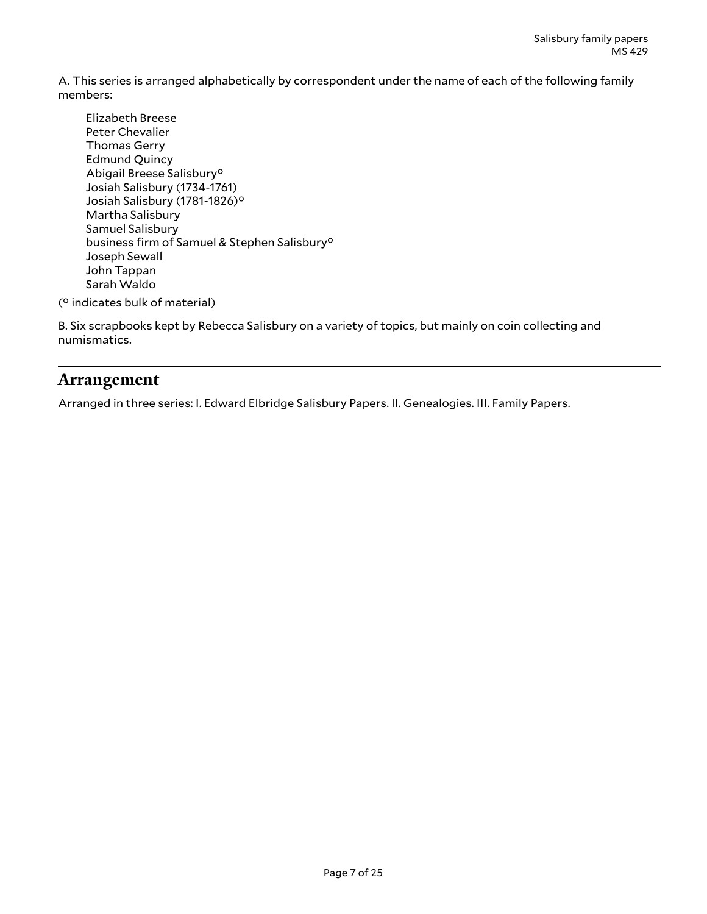A. This series is arranged alphabetically by correspondent under the name of each of the following family members:

Elizabeth Breese
Peter Chevalier
Thomas Gerry
Edmund Quincy
Abigail Breese Salisbury°
Josiah Salisbury (1734-1761)
Josiah Salisbury (1781-1826)°
Martha Salisbury
Samuel Salisbury
business firm of Samuel & Stephen Salisbury°
Joseph Sewall
John Tappan
Sarah Waldo

(° indicates bulk of material)

B. Six scrapbooks kept by Rebecca Salisbury on a variety of topics, but mainly on coin collecting and numismatics.

## Arrangement

Arranged in three series: I. Edward Elbridge Salisbury Papers. II. Genealogies. III. Family Papers.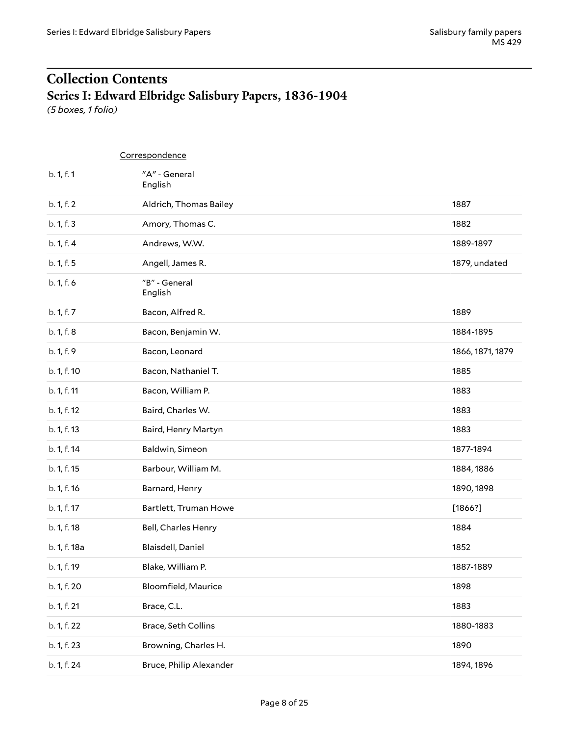# Collection Contents

## Series I: Edward Elbridge Salisbury Papers, 1836-1904

*(5 boxes, 1 folio)*

Correspondence

| | | |
|---|---|---|
| b. 1, f. 1 | "A" - General<br>English | |
| b. 1, f. 2 | Aldrich, Thomas Bailey | 1887 |
| b. 1, f. 3 | Amory, Thomas C. | 1882 |
| b. 1, f. 4 | Andrews, W.W. | 1889-1897 |
| b. 1, f. 5 | Angell, James R. | 1879, undated |
| b. 1, f. 6 | "B" - General<br>English | |
| b. 1, f. 7 | Bacon, Alfred R. | 1889 |
| b. 1, f. 8 | Bacon, Benjamin W. | 1884-1895 |
| b. 1, f. 9 | Bacon, Leonard | 1866, 1871, 1879 |
| b. 1, f. 10 | Bacon, Nathaniel T. | 1885 |
| b. 1, f. 11 | Bacon, William P. | 1883 |
| b. 1, f. 12 | Baird, Charles W. | 1883 |
| b. 1, f. 13 | Baird, Henry Martyn | 1883 |
| b. 1, f. 14 | Baldwin, Simeon | 1877-1894 |
| b. 1, f. 15 | Barbour, William M. | 1884, 1886 |
| b. 1, f. 16 | Barnard, Henry | 1890, 1898 |
| b. 1, f. 17 | Bartlett, Truman Howe | [1866?] |
| b. 1, f. 18 | Bell, Charles Henry | 1884 |
| b. 1, f. 18a | Blaisdell, Daniel | 1852 |
| b. 1, f. 19 | Blake, William P. | 1887-1889 |
| b. 1, f. 20 | Bloomfield, Maurice | 1898 |
| b. 1, f. 21 | Brace, C.L. | 1883 |
| b. 1, f. 22 | Brace, Seth Collins | 1880-1883 |
| b. 1, f. 23 | Browning, Charles H. | 1890 |
| b. 1, f. 24 | Bruce, Philip Alexander | 1894, 1896 |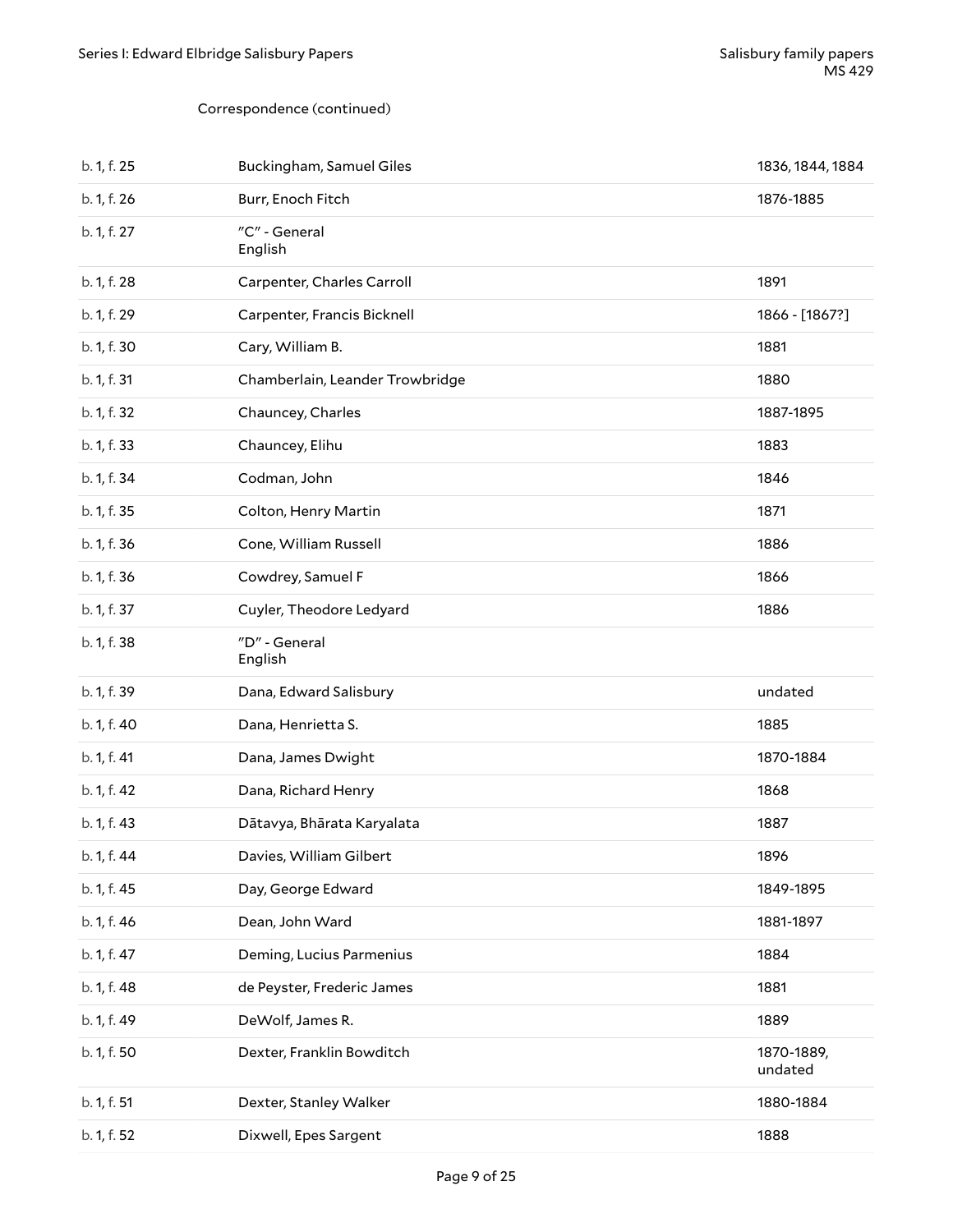Correspondence (continued)

| | | |
|---|---|---|
| b. 1, f. 25 | Buckingham, Samuel Giles | 1836, 1844, 1884 |
| b. 1, f. 26 | Burr, Enoch Fitch | 1876-1885 |
| b. 1, f. 27 | "C" - General<br>English | |
| b. 1, f. 28 | Carpenter, Charles Carroll | 1891 |
| b. 1, f. 29 | Carpenter, Francis Bicknell | 1866 - [1867?] |
| b. 1, f. 30 | Cary, William B. | 1881 |
| b. 1, f. 31 | Chamberlain, Leander Trowbridge | 1880 |
| b. 1, f. 32 | Chauncey, Charles | 1887-1895 |
| b. 1, f. 33 | Chauncey, Elihu | 1883 |
| b. 1, f. 34 | Codman, John | 1846 |
| b. 1, f. 35 | Colton, Henry Martin | 1871 |
| b. 1, f. 36 | Cone, William Russell | 1886 |
| b. 1, f. 36 | Cowdrey, Samuel F | 1866 |
| b. 1, f. 37 | Cuyler, Theodore Ledyard | 1886 |
| b. 1, f. 38 | "D" - General<br>English | |
| b. 1, f. 39 | Dana, Edward Salisbury | undated |
| b. 1, f. 40 | Dana, Henrietta S. | 1885 |
| b. 1, f. 41 | Dana, James Dwight | 1870-1884 |
| b. 1, f. 42 | Dana, Richard Henry | 1868 |
| b. 1, f. 43 | Dātavya, Bhārata Karyalata | 1887 |
| b. 1, f. 44 | Davies, William Gilbert | 1896 |
| b. 1, f. 45 | Day, George Edward | 1849-1895 |
| b. 1, f. 46 | Dean, John Ward | 1881-1897 |
| b. 1, f. 47 | Deming, Lucius Parmenius | 1884 |
| b. 1, f. 48 | de Peyster, Frederic James | 1881 |
| b. 1, f. 49 | DeWolf, James R. | 1889 |
| b. 1, f. 50 | Dexter, Franklin Bowditch | 1870-1889, undated |
| b. 1, f. 51 | Dexter, Stanley Walker | 1880-1884 |
| b. 1, f. 52 | Dixwell, Epes Sargent | 1888 |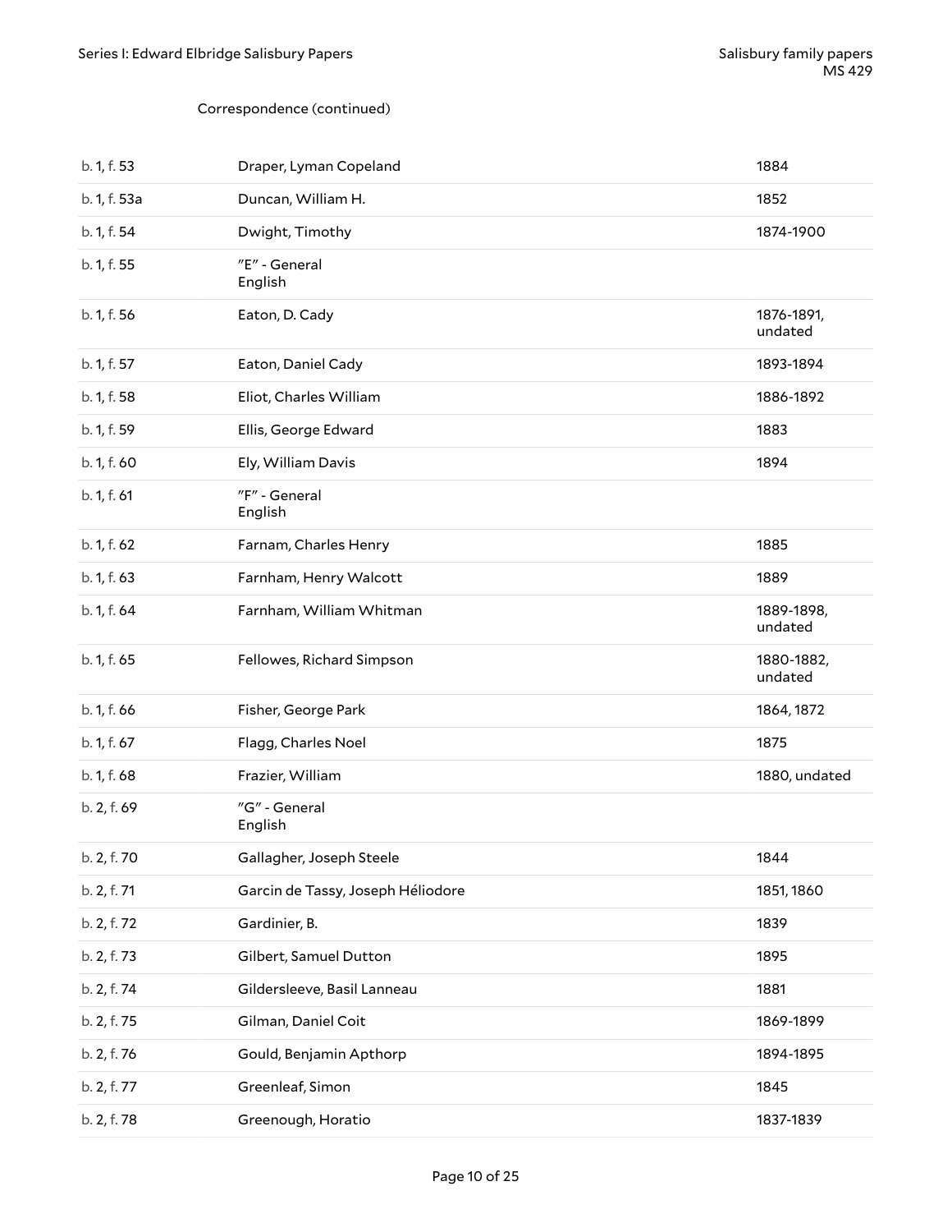Correspondence (continued)

| | | |
|---|---|---|
| b. 1, f. 53 | Draper, Lyman Copeland | 1884 |
| b. 1, f. 53a | Duncan, William H. | 1852 |
| b. 1, f. 54 | Dwight, Timothy | 1874-1900 |
| b. 1, f. 55 | "E" - General<br>English | |
| b. 1, f. 56 | Eaton, D. Cady | 1876-1891, undated |
| b. 1, f. 57 | Eaton, Daniel Cady | 1893-1894 |
| b. 1, f. 58 | Eliot, Charles William | 1886-1892 |
| b. 1, f. 59 | Ellis, George Edward | 1883 |
| b. 1, f. 60 | Ely, William Davis | 1894 |
| b. 1, f. 61 | "F" - General<br>English | |
| b. 1, f. 62 | Farnam, Charles Henry | 1885 |
| b. 1, f. 63 | Farnham, Henry Walcott | 1889 |
| b. 1, f. 64 | Farnham, William Whitman | 1889-1898, undated |
| b. 1, f. 65 | Fellowes, Richard Simpson | 1880-1882, undated |
| b. 1, f. 66 | Fisher, George Park | 1864, 1872 |
| b. 1, f. 67 | Flagg, Charles Noel | 1875 |
| b. 1, f. 68 | Frazier, William | 1880, undated |
| b. 2, f. 69 | "G" - General<br>English | |
| b. 2, f. 70 | Gallagher, Joseph Steele | 1844 |
| b. 2, f. 71 | Garcin de Tassy, Joseph Héliodore | 1851, 1860 |
| b. 2, f. 72 | Gardinier, B. | 1839 |
| b. 2, f. 73 | Gilbert, Samuel Dutton | 1895 |
| b. 2, f. 74 | Gildersleeve, Basil Lanneau | 1881 |
| b. 2, f. 75 | Gilman, Daniel Coit | 1869-1899 |
| b. 2, f. 76 | Gould, Benjamin Apthorp | 1894-1895 |
| b. 2, f. 77 | Greenleaf, Simon | 1845 |
| b. 2, f. 78 | Greenough, Horatio | 1837-1839 |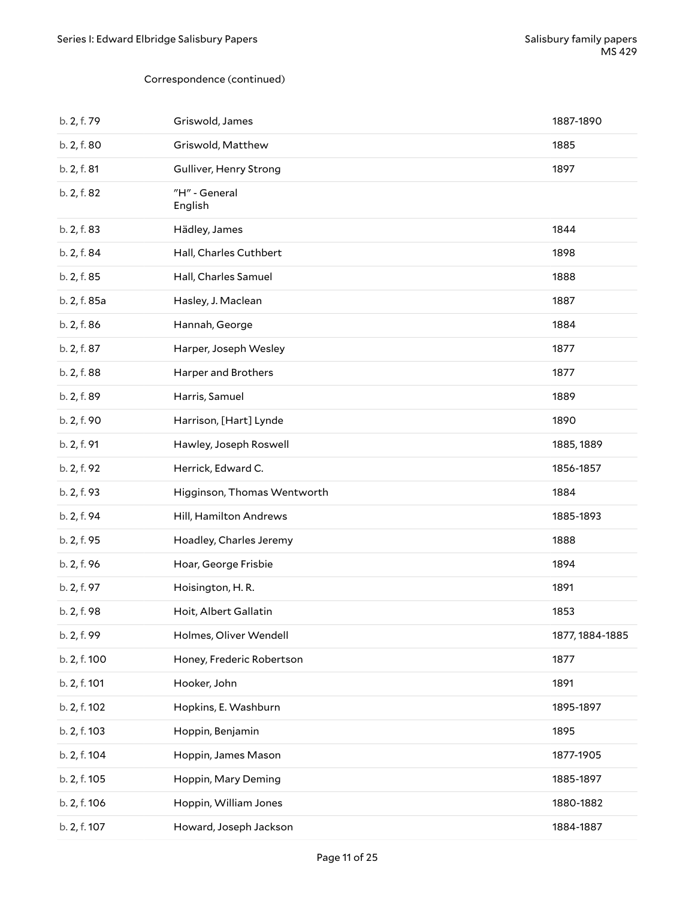Correspondence (continued)

| | | |
|---|---|---|
| b. 2, f. 79 | Griswold, James | 1887-1890 |
| b. 2, f. 80 | Griswold, Matthew | 1885 |
| b. 2, f. 81 | Gulliver, Henry Strong | 1897 |
| b. 2, f. 82 | "H" - General<br>English | |
| b. 2, f. 83 | Hädley, James | 1844 |
| b. 2, f. 84 | Hall, Charles Cuthbert | 1898 |
| b. 2, f. 85 | Hall, Charles Samuel | 1888 |
| b. 2, f. 85a | Hasley, J. Maclean | 1887 |
| b. 2, f. 86 | Hannah, George | 1884 |
| b. 2, f. 87 | Harper, Joseph Wesley | 1877 |
| b. 2, f. 88 | Harper and Brothers | 1877 |
| b. 2, f. 89 | Harris, Samuel | 1889 |
| b. 2, f. 90 | Harrison, [Hart] Lynde | 1890 |
| b. 2, f. 91 | Hawley, Joseph Roswell | 1885, 1889 |
| b. 2, f. 92 | Herrick, Edward C. | 1856-1857 |
| b. 2, f. 93 | Higginson, Thomas Wentworth | 1884 |
| b. 2, f. 94 | Hill, Hamilton Andrews | 1885-1893 |
| b. 2, f. 95 | Hoadley, Charles Jeremy | 1888 |
| b. 2, f. 96 | Hoar, George Frisbie | 1894 |
| b. 2, f. 97 | Hoisington, H. R. | 1891 |
| b. 2, f. 98 | Hoit, Albert Gallatin | 1853 |
| b. 2, f. 99 | Holmes, Oliver Wendell | 1877, 1884-1885 |
| b. 2, f. 100 | Honey, Frederic Robertson | 1877 |
| b. 2, f. 101 | Hooker, John | 1891 |
| b. 2, f. 102 | Hopkins, E. Washburn | 1895-1897 |
| b. 2, f. 103 | Hoppin, Benjamin | 1895 |
| b. 2, f. 104 | Hoppin, James Mason | 1877-1905 |
| b. 2, f. 105 | Hoppin, Mary Deming | 1885-1897 |
| b. 2, f. 106 | Hoppin, William Jones | 1880-1882 |
| b. 2, f. 107 | Howard, Joseph Jackson | 1884-1887 |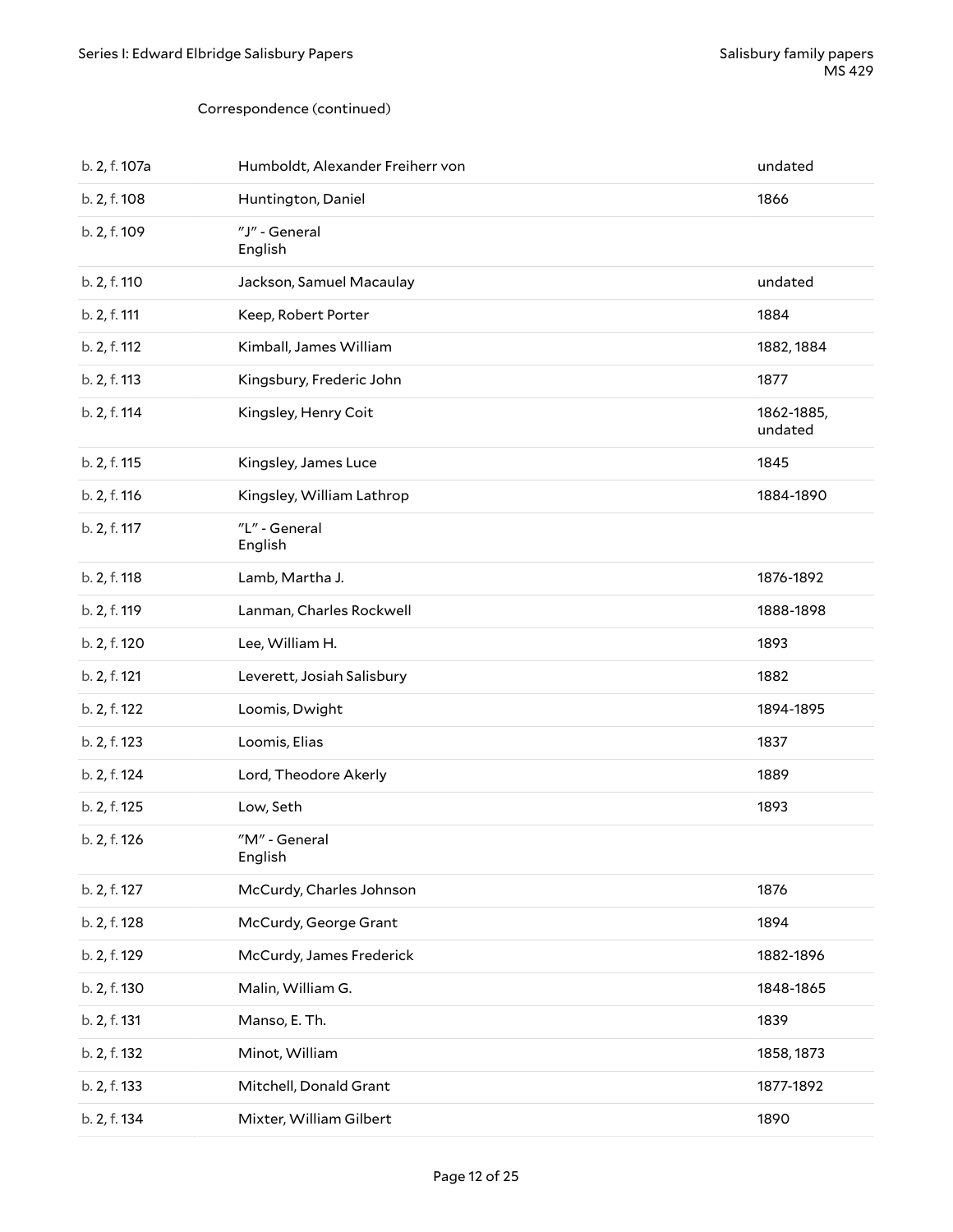Correspondence (continued)

| | | |
|---|---|---|
| b. 2, f. 107a | Humboldt, Alexander Freiherr von | undated |
| b. 2, f. 108 | Huntington, Daniel | 1866 |
| b. 2, f. 109 | "J" - General<br>English | |
| b. 2, f. 110 | Jackson, Samuel Macaulay | undated |
| b. 2, f. 111 | Keep, Robert Porter | 1884 |
| b. 2, f. 112 | Kimball, James William | 1882, 1884 |
| b. 2, f. 113 | Kingsbury, Frederic John | 1877 |
| b. 2, f. 114 | Kingsley, Henry Coit | 1862-1885, undated |
| b. 2, f. 115 | Kingsley, James Luce | 1845 |
| b. 2, f. 116 | Kingsley, William Lathrop | 1884-1890 |
| b. 2, f. 117 | "L" - General<br>English | |
| b. 2, f. 118 | Lamb, Martha J. | 1876-1892 |
| b. 2, f. 119 | Lanman, Charles Rockwell | 1888-1898 |
| b. 2, f. 120 | Lee, William H. | 1893 |
| b. 2, f. 121 | Leverett, Josiah Salisbury | 1882 |
| b. 2, f. 122 | Loomis, Dwight | 1894-1895 |
| b. 2, f. 123 | Loomis, Elias | 1837 |
| b. 2, f. 124 | Lord, Theodore Akerly | 1889 |
| b. 2, f. 125 | Low, Seth | 1893 |
| b. 2, f. 126 | "M" - General<br>English | |
| b. 2, f. 127 | McCurdy, Charles Johnson | 1876 |
| b. 2, f. 128 | McCurdy, George Grant | 1894 |
| b. 2, f. 129 | McCurdy, James Frederick | 1882-1896 |
| b. 2, f. 130 | Malin, William G. | 1848-1865 |
| b. 2, f. 131 | Manso, E. Th. | 1839 |
| b. 2, f. 132 | Minot, William | 1858, 1873 |
| b. 2, f. 133 | Mitchell, Donald Grant | 1877-1892 |
| b. 2, f. 134 | Mixter, William Gilbert | 1890 |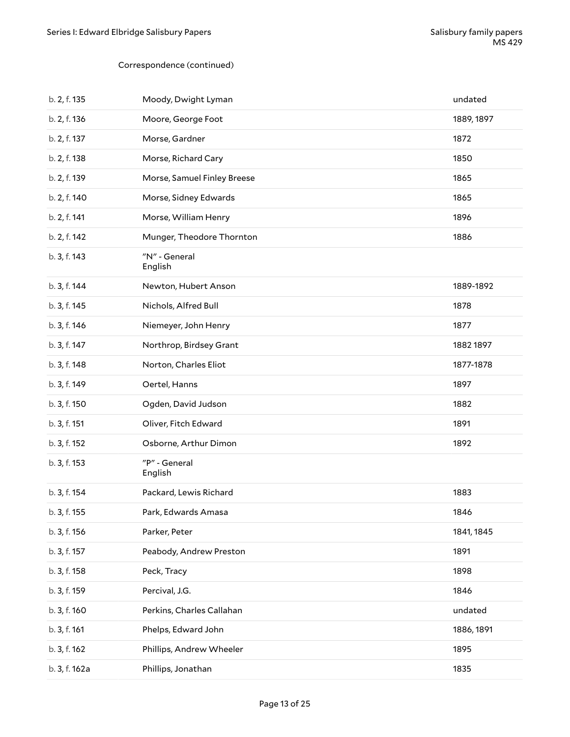Correspondence (continued)

| | | |
|---|---|---|
| b. 2, f. 135 | Moody, Dwight Lyman | undated |
| b. 2, f. 136 | Moore, George Foot | 1889, 1897 |
| b. 2, f. 137 | Morse, Gardner | 1872 |
| b. 2, f. 138 | Morse, Richard Cary | 1850 |
| b. 2, f. 139 | Morse, Samuel Finley Breese | 1865 |
| b. 2, f. 140 | Morse, Sidney Edwards | 1865 |
| b. 2, f. 141 | Morse, William Henry | 1896 |
| b. 2, f. 142 | Munger, Theodore Thornton | 1886 |
| b. 3, f. 143 | "N" - General<br>English | |
| b. 3, f. 144 | Newton, Hubert Anson | 1889-1892 |
| b. 3, f. 145 | Nichols, Alfred Bull | 1878 |
| b. 3, f. 146 | Niemeyer, John Henry | 1877 |
| b. 3, f. 147 | Northrop, Birdsey Grant | 1882 1897 |
| b. 3, f. 148 | Norton, Charles Eliot | 1877-1878 |
| b. 3, f. 149 | Oertel, Hanns | 1897 |
| b. 3, f. 150 | Ogden, David Judson | 1882 |
| b. 3, f. 151 | Oliver, Fitch Edward | 1891 |
| b. 3, f. 152 | Osborne, Arthur Dimon | 1892 |
| b. 3, f. 153 | "P" - General<br>English | |
| b. 3, f. 154 | Packard, Lewis Richard | 1883 |
| b. 3, f. 155 | Park, Edwards Amasa | 1846 |
| b. 3, f. 156 | Parker, Peter | 1841, 1845 |
| b. 3, f. 157 | Peabody, Andrew Preston | 1891 |
| b. 3, f. 158 | Peck, Tracy | 1898 |
| b. 3, f. 159 | Percival, J.G. | 1846 |
| b. 3, f. 160 | Perkins, Charles Callahan | undated |
| b. 3, f. 161 | Phelps, Edward John | 1886, 1891 |
| b. 3, f. 162 | Phillips, Andrew Wheeler | 1895 |
| b. 3, f. 162a | Phillips, Jonathan | 1835 |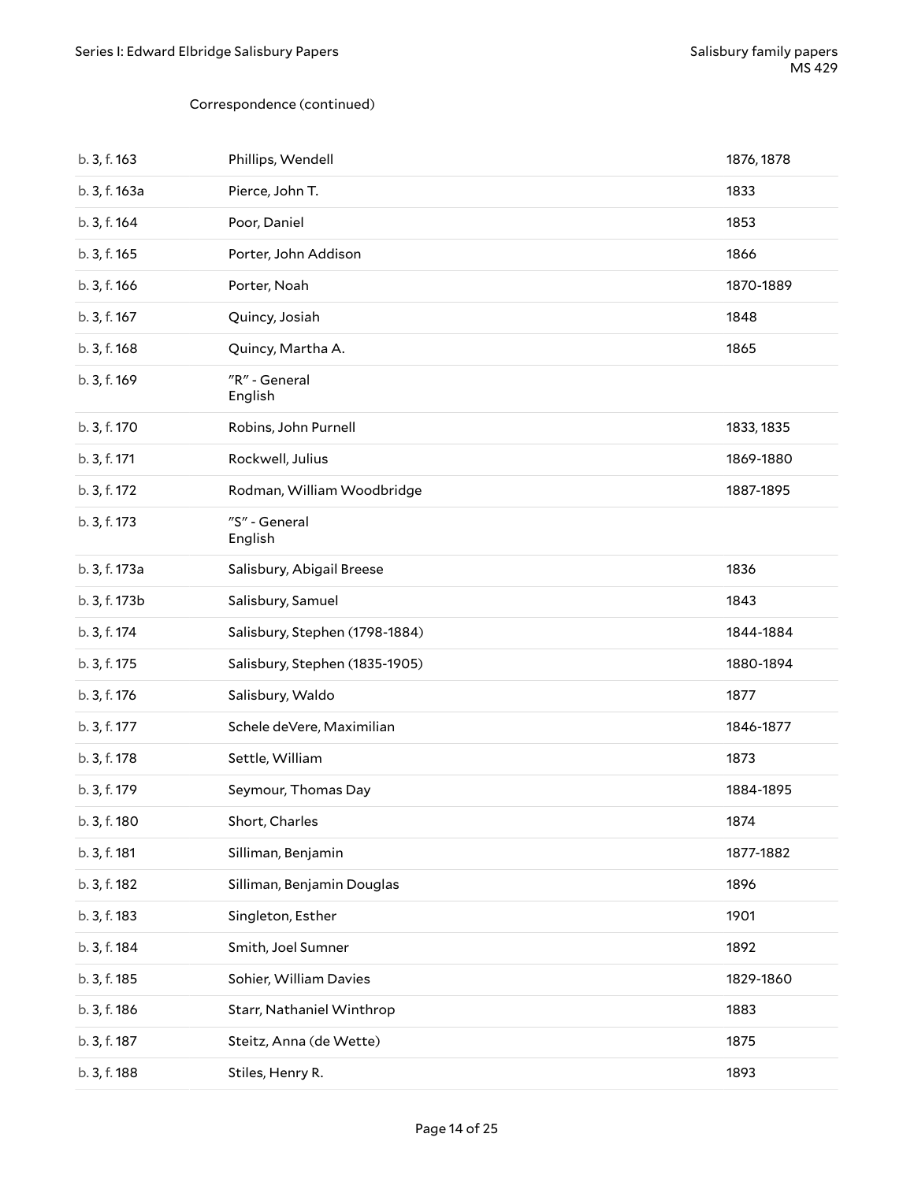Correspondence (continued)

| | | |
|---|---|---|
| b. 3, f. 163 | Phillips, Wendell | 1876, 1878 |
| b. 3, f. 163a | Pierce, John T. | 1833 |
| b. 3, f. 164 | Poor, Daniel | 1853 |
| b. 3, f. 165 | Porter, John Addison | 1866 |
| b. 3, f. 166 | Porter, Noah | 1870-1889 |
| b. 3, f. 167 | Quincy, Josiah | 1848 |
| b. 3, f. 168 | Quincy, Martha A. | 1865 |
| b. 3, f. 169 | "R" - General<br>English | |
| b. 3, f. 170 | Robins, John Purnell | 1833, 1835 |
| b. 3, f. 171 | Rockwell, Julius | 1869-1880 |
| b. 3, f. 172 | Rodman, William Woodbridge | 1887-1895 |
| b. 3, f. 173 | "S" - General<br>English | |
| b. 3, f. 173a | Salisbury, Abigail Breese | 1836 |
| b. 3, f. 173b | Salisbury, Samuel | 1843 |
| b. 3, f. 174 | Salisbury, Stephen (1798-1884) | 1844-1884 |
| b. 3, f. 175 | Salisbury, Stephen (1835-1905) | 1880-1894 |
| b. 3, f. 176 | Salisbury, Waldo | 1877 |
| b. 3, f. 177 | Schele deVere, Maximilian | 1846-1877 |
| b. 3, f. 178 | Settle, William | 1873 |
| b. 3, f. 179 | Seymour, Thomas Day | 1884-1895 |
| b. 3, f. 180 | Short, Charles | 1874 |
| b. 3, f. 181 | Silliman, Benjamin | 1877-1882 |
| b. 3, f. 182 | Silliman, Benjamin Douglas | 1896 |
| b. 3, f. 183 | Singleton, Esther | 1901 |
| b. 3, f. 184 | Smith, Joel Sumner | 1892 |
| b. 3, f. 185 | Sohier, William Davies | 1829-1860 |
| b. 3, f. 186 | Starr, Nathaniel Winthrop | 1883 |
| b. 3, f. 187 | Steitz, Anna (de Wette) | 1875 |
| b. 3, f. 188 | Stiles, Henry R. | 1893 |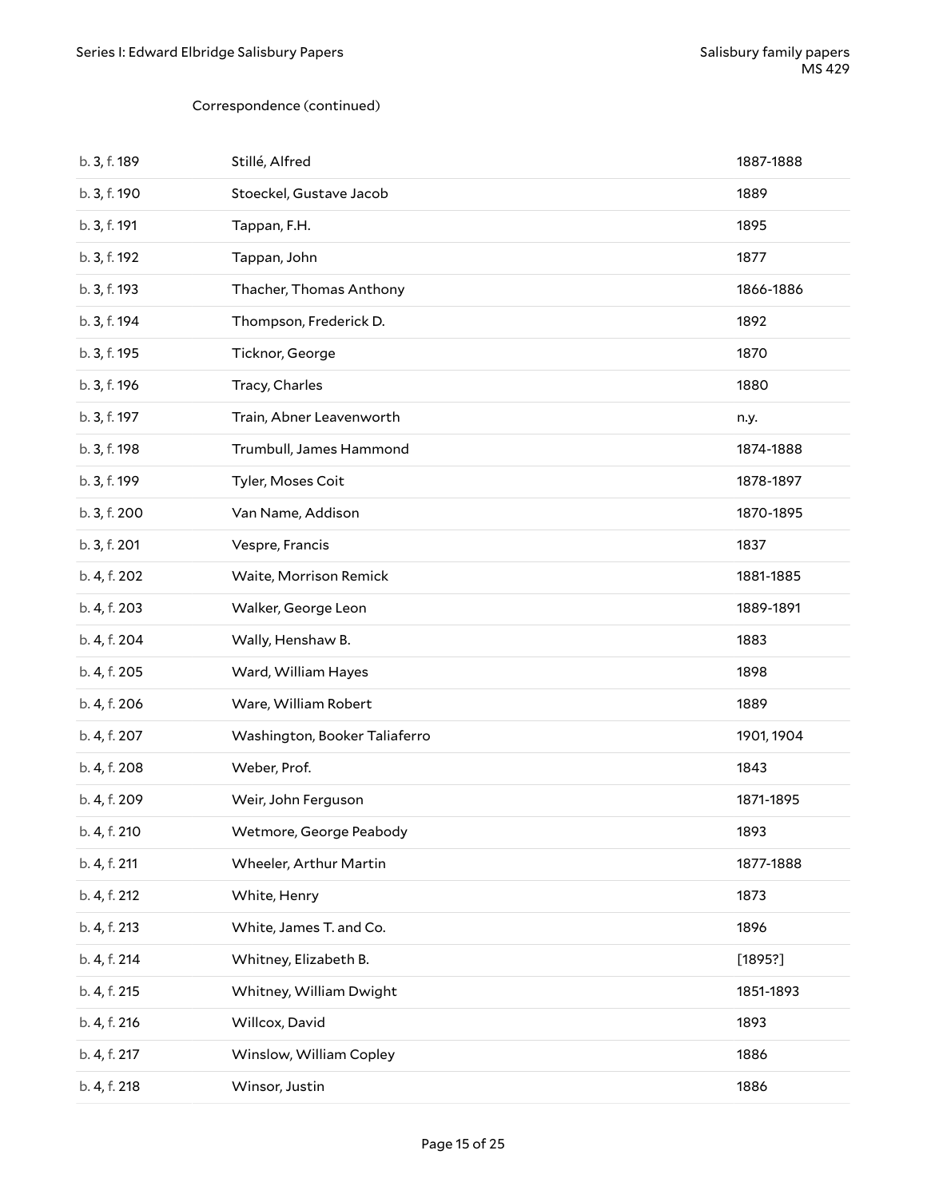Correspondence (continued)

| | | |
|---|---|---|
| b. 3, f. 189 | Stillé, Alfred | 1887-1888 |
| b. 3, f. 190 | Stoeckel, Gustave Jacob | 1889 |
| b. 3, f. 191 | Tappan, F.H. | 1895 |
| b. 3, f. 192 | Tappan, John | 1877 |
| b. 3, f. 193 | Thacher, Thomas Anthony | 1866-1886 |
| b. 3, f. 194 | Thompson, Frederick D. | 1892 |
| b. 3, f. 195 | Ticknor, George | 1870 |
| b. 3, f. 196 | Tracy, Charles | 1880 |
| b. 3, f. 197 | Train, Abner Leavenworth | n.y. |
| b. 3, f. 198 | Trumbull, James Hammond | 1874-1888 |
| b. 3, f. 199 | Tyler, Moses Coit | 1878-1897 |
| b. 3, f. 200 | Van Name, Addison | 1870-1895 |
| b. 3, f. 201 | Vespre, Francis | 1837 |
| b. 4, f. 202 | Waite, Morrison Remick | 1881-1885 |
| b. 4, f. 203 | Walker, George Leon | 1889-1891 |
| b. 4, f. 204 | Wally, Henshaw B. | 1883 |
| b. 4, f. 205 | Ward, William Hayes | 1898 |
| b. 4, f. 206 | Ware, William Robert | 1889 |
| b. 4, f. 207 | Washington, Booker Taliaferro | 1901, 1904 |
| b. 4, f. 208 | Weber, Prof. | 1843 |
| b. 4, f. 209 | Weir, John Ferguson | 1871-1895 |
| b. 4, f. 210 | Wetmore, George Peabody | 1893 |
| b. 4, f. 211 | Wheeler, Arthur Martin | 1877-1888 |
| b. 4, f. 212 | White, Henry | 1873 |
| b. 4, f. 213 | White, James T. and Co. | 1896 |
| b. 4, f. 214 | Whitney, Elizabeth B. | [1895?] |
| b. 4, f. 215 | Whitney, William Dwight | 1851-1893 |
| b. 4, f. 216 | Willcox, David | 1893 |
| b. 4, f. 217 | Winslow, William Copley | 1886 |
| b. 4, f. 218 | Winsor, Justin | 1886 |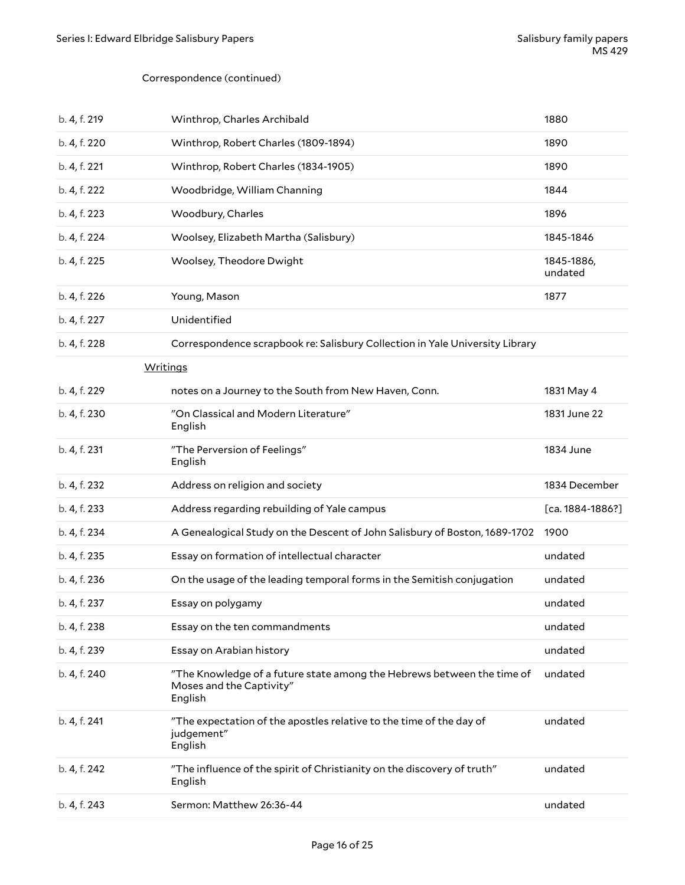Correspondence (continued)

| | | |
|---|---|---|
| b. 4, f. 219 | Winthrop, Charles Archibald | 1880 |
| b. 4, f. 220 | Winthrop, Robert Charles (1809-1894) | 1890 |
| b. 4, f. 221 | Winthrop, Robert Charles (1834-1905) | 1890 |
| b. 4, f. 222 | Woodbridge, William Channing | 1844 |
| b. 4, f. 223 | Woodbury, Charles | 1896 |
| b. 4, f. 224 | Woolsey, Elizabeth Martha (Salisbury) | 1845-1846 |
| b. 4, f. 225 | Woolsey, Theodore Dwight | 1845-1886, undated |
| b. 4, f. 226 | Young, Mason | 1877 |
| b. 4, f. 227 | Unidentified | |
| b. 4, f. 228 | Correspondence scrapbook re: Salisbury Collection in Yale University Library | |

Writings

| | | |
|---|---|---|
| b. 4, f. 229 | notes on a Journey to the South from New Haven, Conn. | 1831 May 4 |
| b. 4, f. 230 | "On Classical and Modern Literature"<br>English | 1831 June 22 |
| b. 4, f. 231 | "The Perversion of Feelings"<br>English | 1834 June |
| b. 4, f. 232 | Address on religion and society | 1834 December |
| b. 4, f. 233 | Address regarding rebuilding of Yale campus | [ca. 1884-1886?] |
| b. 4, f. 234 | A Genealogical Study on the Descent of John Salisbury of Boston, 1689-1702 | 1900 |
| b. 4, f. 235 | Essay on formation of intellectual character | undated |
| b. 4, f. 236 | On the usage of the leading temporal forms in the Semitish conjugation | undated |
| b. 4, f. 237 | Essay on polygamy | undated |
| b. 4, f. 238 | Essay on the ten commandments | undated |
| b. 4, f. 239 | Essay on Arabian history | undated |
| b. 4, f. 240 | "The Knowledge of a future state among the Hebrews between the time of Moses and the Captivity"<br>English | undated |
| b. 4, f. 241 | "The expectation of the apostles relative to the time of the day of judgement"<br>English | undated |
| b. 4, f. 242 | "The influence of the spirit of Christianity on the discovery of truth"<br>English | undated |
| b. 4, f. 243 | Sermon: Matthew 26:36-44 | undated |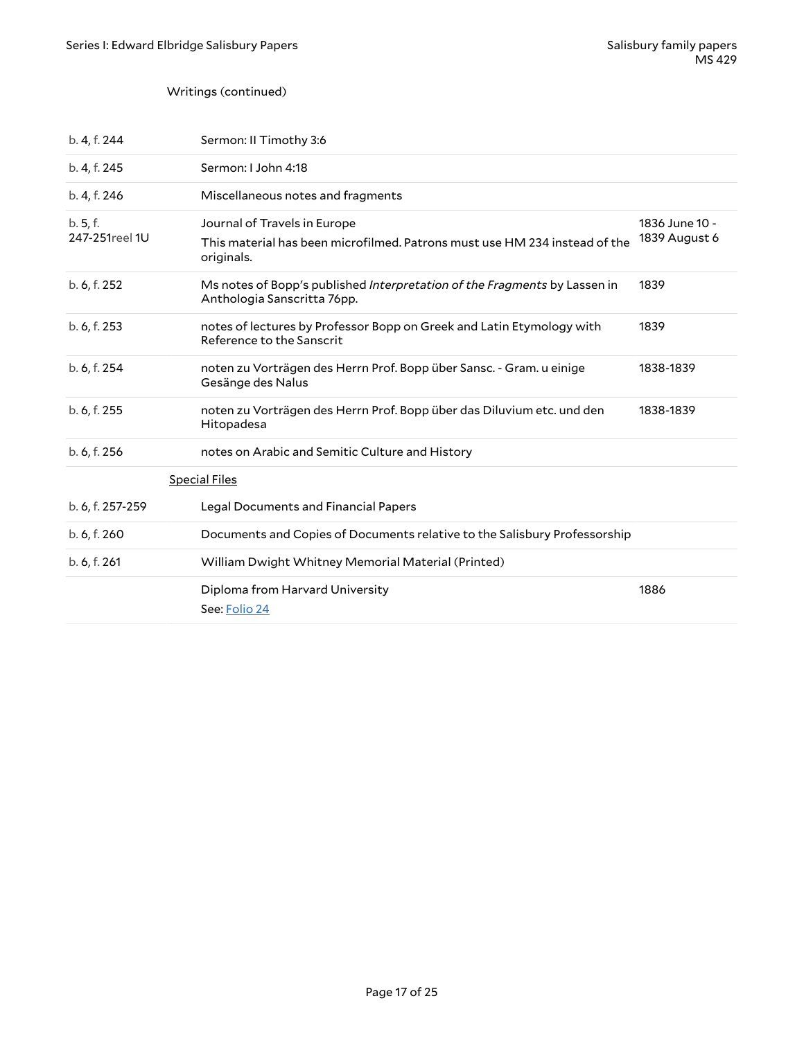Writings (continued)

| | | |
|---|---|---|
| b. 4, f. 244 | Sermon: II Timothy 3:6 | |
| b. 4, f. 245 | Sermon: I John 4:18 | |
| b. 4, f. 246 | Miscellaneous notes and fragments | |
| b. 5, f. 247-251 reel 1U | Journal of Travels in Europe<br>This material has been microfilmed. Patrons must use HM 234 instead of the originals. | 1836 June 10 - 1839 August 6 |
| b. 6, f. 252 | Ms notes of Bopp's published *Interpretation of the Fragments* by Lassen in Anthologia Sanscritta 76pp. | 1839 |
| b. 6, f. 253 | notes of lectures by Professor Bopp on Greek and Latin Etymology with Reference to the Sanscrit | 1839 |
| b. 6, f. 254 | noten zu Vorträgen des Herrn Prof. Bopp über Sansc. - Gram. u einige Gesänge des Nalus | 1838-1839 |
| b. 6, f. 255 | noten zu Vorträgen des Herrn Prof. Bopp über das Diluvium etc. und den Hitopadesa | 1838-1839 |
| b. 6, f. 256 | notes on Arabic and Semitic Culture and History | |

Special Files

| | | |
|---|---|---|
| b. 6, f. 257-259 | Legal Documents and Financial Papers | |
| b. 6, f. 260 | Documents and Copies of Documents relative to the Salisbury Professorship | |
| b. 6, f. 261 | William Dwight Whitney Memorial Material (Printed) | |
| | Diploma from Harvard University<br>See: Folio 24 | 1886 |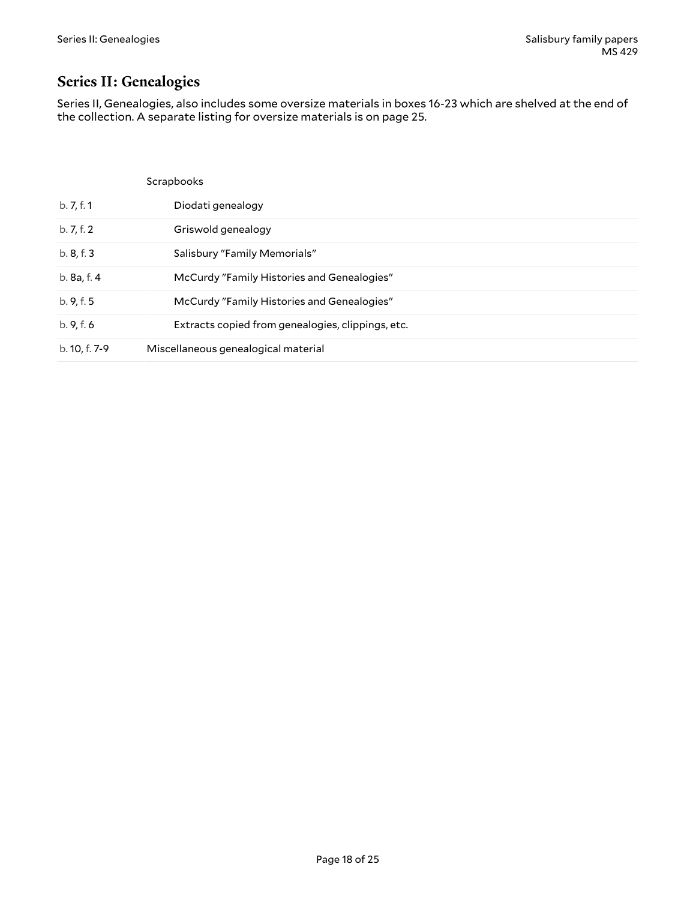## Series II: Genealogies

Series II, Genealogies, also includes some oversize materials in boxes 16-23 which are shelved at the end of the collection. A separate listing for oversize materials is on page 25.

| | |
|---|---|
| | Scrapbooks |
| b. 7, f. 1 | Diodati genealogy |
| b. 7, f. 2 | Griswold genealogy |
| b. 8, f. 3 | Salisbury "Family Memorials" |
| b. 8a, f. 4 | McCurdy "Family Histories and Genealogies" |
| b. 9, f. 5 | McCurdy "Family Histories and Genealogies" |
| b. 9, f. 6 | Extracts copied from genealogies, clippings, etc. |
| b. 10, f. 7-9 | Miscellaneous genealogical material |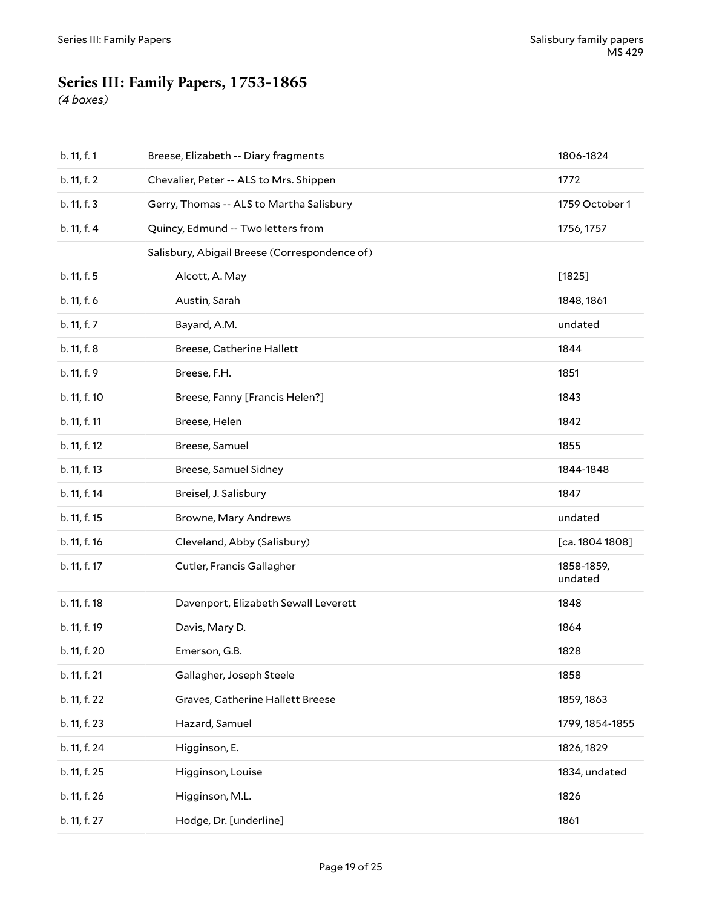## Series III: Family Papers, 1753-1865

*(4 boxes)*

| | | |
|---|---|---|
| b. 11, f. 1 | Breese, Elizabeth -- Diary fragments | 1806-1824 |
| b. 11, f. 2 | Chevalier, Peter -- ALS to Mrs. Shippen | 1772 |
| b. 11, f. 3 | Gerry, Thomas -- ALS to Martha Salisbury | 1759 October 1 |
| b. 11, f. 4 | Quincy, Edmund -- Two letters from | 1756, 1757 |
| | Salisbury, Abigail Breese (Correspondence of) | |
| b. 11, f. 5 | Alcott, A. May | [1825] |
| b. 11, f. 6 | Austin, Sarah | 1848, 1861 |
| b. 11, f. 7 | Bayard, A.M. | undated |
| b. 11, f. 8 | Breese, Catherine Hallett | 1844 |
| b. 11, f. 9 | Breese, F.H. | 1851 |
| b. 11, f. 10 | Breese, Fanny [Francis Helen?] | 1843 |
| b. 11, f. 11 | Breese, Helen | 1842 |
| b. 11, f. 12 | Breese, Samuel | 1855 |
| b. 11, f. 13 | Breese, Samuel Sidney | 1844-1848 |
| b. 11, f. 14 | Breisel, J. Salisbury | 1847 |
| b. 11, f. 15 | Browne, Mary Andrews | undated |
| b. 11, f. 16 | Cleveland, Abby (Salisbury) | [ca. 1804 1808] |
| b. 11, f. 17 | Cutler, Francis Gallagher | 1858-1859, undated |
| b. 11, f. 18 | Davenport, Elizabeth Sewall Leverett | 1848 |
| b. 11, f. 19 | Davis, Mary D. | 1864 |
| b. 11, f. 20 | Emerson, G.B. | 1828 |
| b. 11, f. 21 | Gallagher, Joseph Steele | 1858 |
| b. 11, f. 22 | Graves, Catherine Hallett Breese | 1859, 1863 |
| b. 11, f. 23 | Hazard, Samuel | 1799, 1854-1855 |
| b. 11, f. 24 | Higginson, E. | 1826, 1829 |
| b. 11, f. 25 | Higginson, Louise | 1834, undated |
| b. 11, f. 26 | Higginson, M.L. | 1826 |
| b. 11, f. 27 | Hodge, Dr. [underline] | 1861 |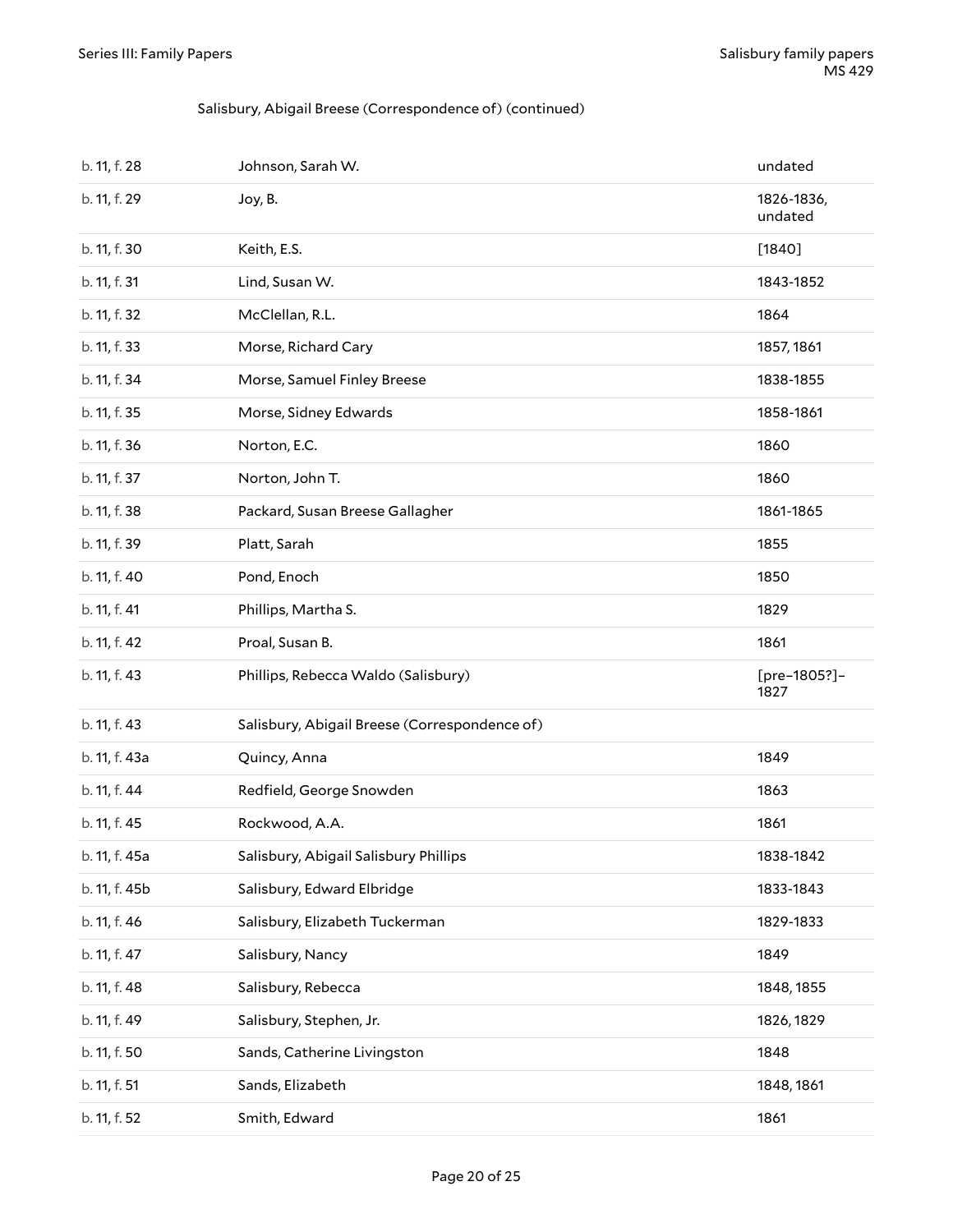Salisbury, Abigail Breese (Correspondence of) (continued)

| | | |
|---|---|---|
| b. 11, f. 28 | Johnson, Sarah W. | undated |
| b. 11, f. 29 | Joy, B. | 1826-1836, undated |
| b. 11, f. 30 | Keith, E.S. | [1840] |
| b. 11, f. 31 | Lind, Susan W. | 1843-1852 |
| b. 11, f. 32 | McClellan, R.L. | 1864 |
| b. 11, f. 33 | Morse, Richard Cary | 1857, 1861 |
| b. 11, f. 34 | Morse, Samuel Finley Breese | 1838-1855 |
| b. 11, f. 35 | Morse, Sidney Edwards | 1858-1861 |
| b. 11, f. 36 | Norton, E.C. | 1860 |
| b. 11, f. 37 | Norton, John T. | 1860 |
| b. 11, f. 38 | Packard, Susan Breese Gallagher | 1861-1865 |
| b. 11, f. 39 | Platt, Sarah | 1855 |
| b. 11, f. 40 | Pond, Enoch | 1850 |
| b. 11, f. 41 | Phillips, Martha S. | 1829 |
| b. 11, f. 42 | Proal, Susan B. | 1861 |
| b. 11, f. 43 | Phillips, Rebecca Waldo (Salisbury) | [pre–1805?]–1827 |
| b. 11, f. 43 | Salisbury, Abigail Breese (Correspondence of) | |
| b. 11, f. 43a | Quincy, Anna | 1849 |
| b. 11, f. 44 | Redfield, George Snowden | 1863 |
| b. 11, f. 45 | Rockwood, A.A. | 1861 |
| b. 11, f. 45a | Salisbury, Abigail Salisbury Phillips | 1838-1842 |
| b. 11, f. 45b | Salisbury, Edward Elbridge | 1833-1843 |
| b. 11, f. 46 | Salisbury, Elizabeth Tuckerman | 1829-1833 |
| b. 11, f. 47 | Salisbury, Nancy | 1849 |
| b. 11, f. 48 | Salisbury, Rebecca | 1848, 1855 |
| b. 11, f. 49 | Salisbury, Stephen, Jr. | 1826, 1829 |
| b. 11, f. 50 | Sands, Catherine Livingston | 1848 |
| b. 11, f. 51 | Sands, Elizabeth | 1848, 1861 |
| b. 11, f. 52 | Smith, Edward | 1861 |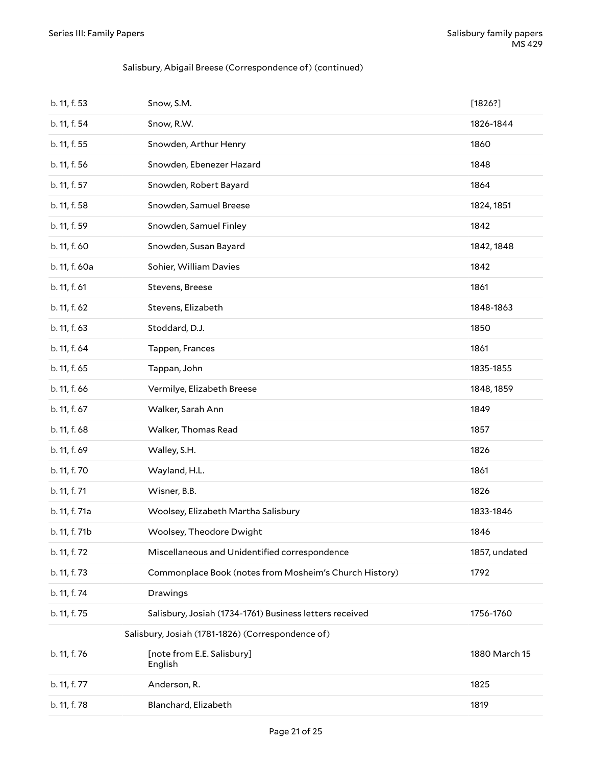Salisbury, Abigail Breese (Correspondence of) (continued)

| | | |
|---|---|---|
| b. 11, f. 53 | Snow, S.M. | [1826?] |
| b. 11, f. 54 | Snow, R.W. | 1826-1844 |
| b. 11, f. 55 | Snowden, Arthur Henry | 1860 |
| b. 11, f. 56 | Snowden, Ebenezer Hazard | 1848 |
| b. 11, f. 57 | Snowden, Robert Bayard | 1864 |
| b. 11, f. 58 | Snowden, Samuel Breese | 1824, 1851 |
| b. 11, f. 59 | Snowden, Samuel Finley | 1842 |
| b. 11, f. 60 | Snowden, Susan Bayard | 1842, 1848 |
| b. 11, f. 60a | Sohier, William Davies | 1842 |
| b. 11, f. 61 | Stevens, Breese | 1861 |
| b. 11, f. 62 | Stevens, Elizabeth | 1848-1863 |
| b. 11, f. 63 | Stoddard, D.J. | 1850 |
| b. 11, f. 64 | Tappen, Frances | 1861 |
| b. 11, f. 65 | Tappan, John | 1835-1855 |
| b. 11, f. 66 | Vermilye, Elizabeth Breese | 1848, 1859 |
| b. 11, f. 67 | Walker, Sarah Ann | 1849 |
| b. 11, f. 68 | Walker, Thomas Read | 1857 |
| b. 11, f. 69 | Walley, S.H. | 1826 |
| b. 11, f. 70 | Wayland, H.L. | 1861 |
| b. 11, f. 71 | Wisner, B.B. | 1826 |
| b. 11, f. 71a | Woolsey, Elizabeth Martha Salisbury | 1833-1846 |
| b. 11, f. 71b | Woolsey, Theodore Dwight | 1846 |
| b. 11, f. 72 | Miscellaneous and Unidentified correspondence | 1857, undated |
| b. 11, f. 73 | Commonplace Book (notes from Mosheim's Church History) | 1792 |
| b. 11, f. 74 | Drawings | |
| b. 11, f. 75 | Salisbury, Josiah (1734-1761) Business letters received | 1756-1760 |
| | **Salisbury, Josiah (1781-1826) (Correspondence of)** | |
| b. 11, f. 76 | [note from E.E. Salisbury] English | 1880 March 15 |
| b. 11, f. 77 | Anderson, R. | 1825 |
| b. 11, f. 78 | Blanchard, Elizabeth | 1819 |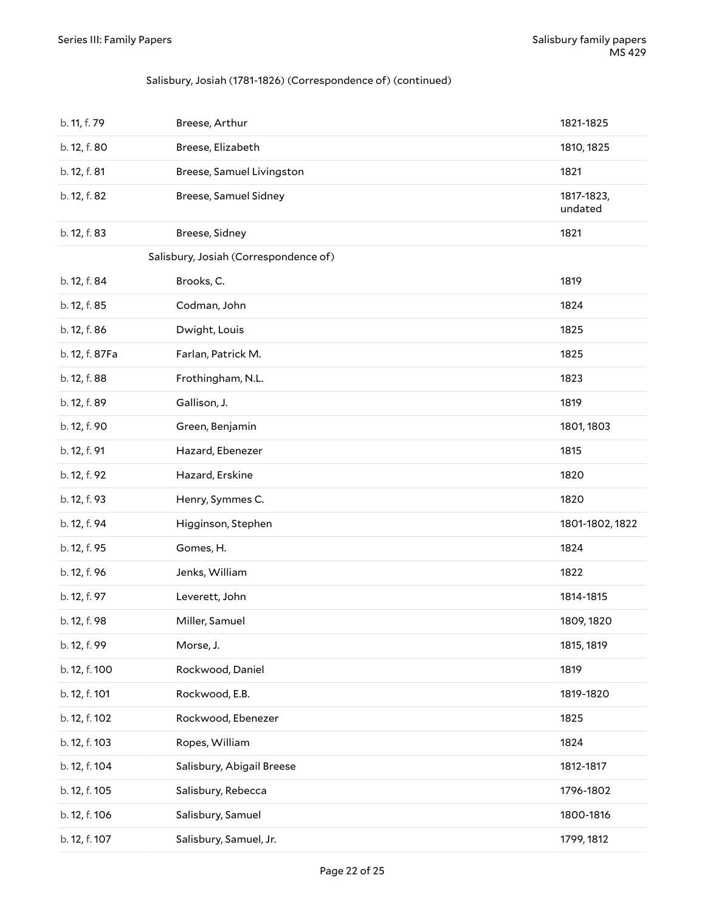Salisbury, Josiah (1781-1826) (Correspondence of) (continued)

| | | |
|---|---|---|
| b. 11, f. 79 | Breese, Arthur | 1821-1825 |
| b. 12, f. 80 | Breese, Elizabeth | 1810, 1825 |
| b. 12, f. 81 | Breese, Samuel Livingston | 1821 |
| b. 12, f. 82 | Breese, Samuel Sidney | 1817-1823, undated |
| b. 12, f. 83 | Breese, Sidney | 1821 |
| | Salisbury, Josiah (Correspondence of) | |
| b. 12, f. 84 | Brooks, C. | 1819 |
| b. 12, f. 85 | Codman, John | 1824 |
| b. 12, f. 86 | Dwight, Louis | 1825 |
| b. 12, f. 87Fa | Farlan, Patrick M. | 1825 |
| b. 12, f. 88 | Frothingham, N.L. | 1823 |
| b. 12, f. 89 | Gallison, J. | 1819 |
| b. 12, f. 90 | Green, Benjamin | 1801, 1803 |
| b. 12, f. 91 | Hazard, Ebenezer | 1815 |
| b. 12, f. 92 | Hazard, Erskine | 1820 |
| b. 12, f. 93 | Henry, Symmes C. | 1820 |
| b. 12, f. 94 | Higginson, Stephen | 1801-1802, 1822 |
| b. 12, f. 95 | Gomes, H. | 1824 |
| b. 12, f. 96 | Jenks, William | 1822 |
| b. 12, f. 97 | Leverett, John | 1814-1815 |
| b. 12, f. 98 | Miller, Samuel | 1809, 1820 |
| b. 12, f. 99 | Morse, J. | 1815, 1819 |
| b. 12, f. 100 | Rockwood, Daniel | 1819 |
| b. 12, f. 101 | Rockwood, E.B. | 1819-1820 |
| b. 12, f. 102 | Rockwood, Ebenezer | 1825 |
| b. 12, f. 103 | Ropes, William | 1824 |
| b. 12, f. 104 | Salisbury, Abigail Breese | 1812-1817 |
| b. 12, f. 105 | Salisbury, Rebecca | 1796-1802 |
| b. 12, f. 106 | Salisbury, Samuel | 1800-1816 |
| b. 12, f. 107 | Salisbury, Samuel, Jr. | 1799, 1812 |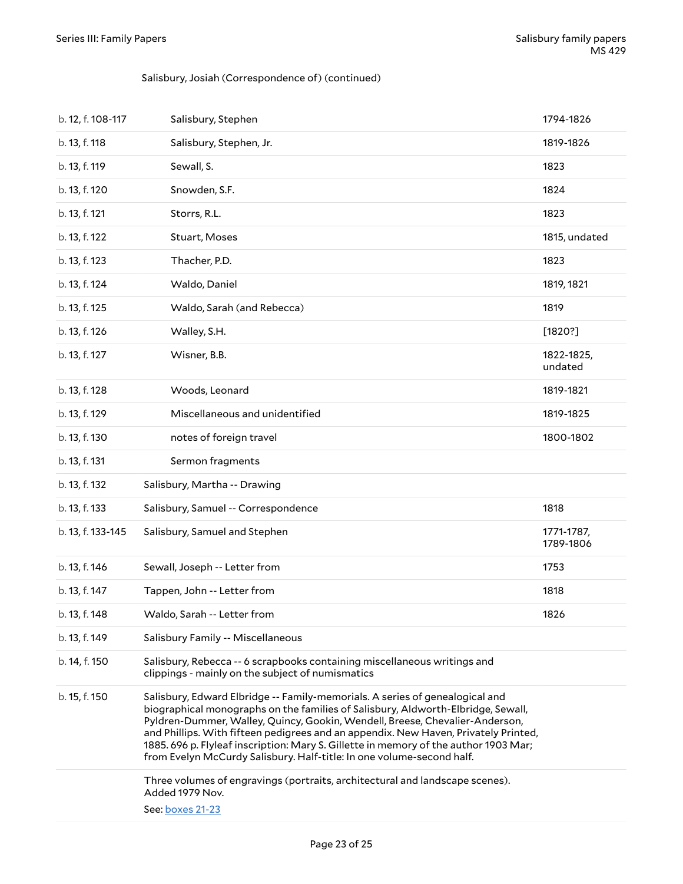Salisbury, Josiah (Correspondence of) (continued)

| | | |
|---|---|---|
| b. 12, f. 108-117 | Salisbury, Stephen | 1794-1826 |
| b. 13, f. 118 | Salisbury, Stephen, Jr. | 1819-1826 |
| b. 13, f. 119 | Sewall, S. | 1823 |
| b. 13, f. 120 | Snowden, S.F. | 1824 |
| b. 13, f. 121 | Storrs, R.L. | 1823 |
| b. 13, f. 122 | Stuart, Moses | 1815, undated |
| b. 13, f. 123 | Thacher, P.D. | 1823 |
| b. 13, f. 124 | Waldo, Daniel | 1819, 1821 |
| b. 13, f. 125 | Waldo, Sarah (and Rebecca) | 1819 |
| b. 13, f. 126 | Walley, S.H. | [1820?] |
| b. 13, f. 127 | Wisner, B.B. | 1822-1825, undated |
| b. 13, f. 128 | Woods, Leonard | 1819-1821 |
| b. 13, f. 129 | Miscellaneous and unidentified | 1819-1825 |
| b. 13, f. 130 | notes of foreign travel | 1800-1802 |
| b. 13, f. 131 | Sermon fragments | |
| b. 13, f. 132 | Salisbury, Martha -- Drawing | |
| b. 13, f. 133 | Salisbury, Samuel -- Correspondence | 1818 |
| b. 13, f. 133-145 | Salisbury, Samuel and Stephen | 1771-1787, 1789-1806 |
| b. 13, f. 146 | Sewall, Joseph -- Letter from | 1753 |
| b. 13, f. 147 | Tappen, John -- Letter from | 1818 |
| b. 13, f. 148 | Waldo, Sarah -- Letter from | 1826 |
| b. 13, f. 149 | Salisbury Family -- Miscellaneous | |
| b. 14, f. 150 | Salisbury, Rebecca -- 6 scrapbooks containing miscellaneous writings and clippings - mainly on the subject of numismatics | |
| b. 15, f. 150 | Salisbury, Edward Elbridge -- Family-memorials. A series of genealogical and biographical monographs on the families of Salisbury, Aldworth-Elbridge, Sewall, Pyldren-Dummer, Walley, Quincy, Gookin, Wendell, Breese, Chevalier-Anderson, and Phillips. With fifteen pedigrees and an appendix. New Haven, Privately Printed, 1885. 696 p. Flyleaf inscription: Mary S. Gillette in memory of the author 1903 Mar; from Evelyn McCurdy Salisbury. Half-title: In one volume-second half. | |
| | Three volumes of engravings (portraits, architectural and landscape scenes). Added 1979 Nov.<br>See: boxes 21-23 | |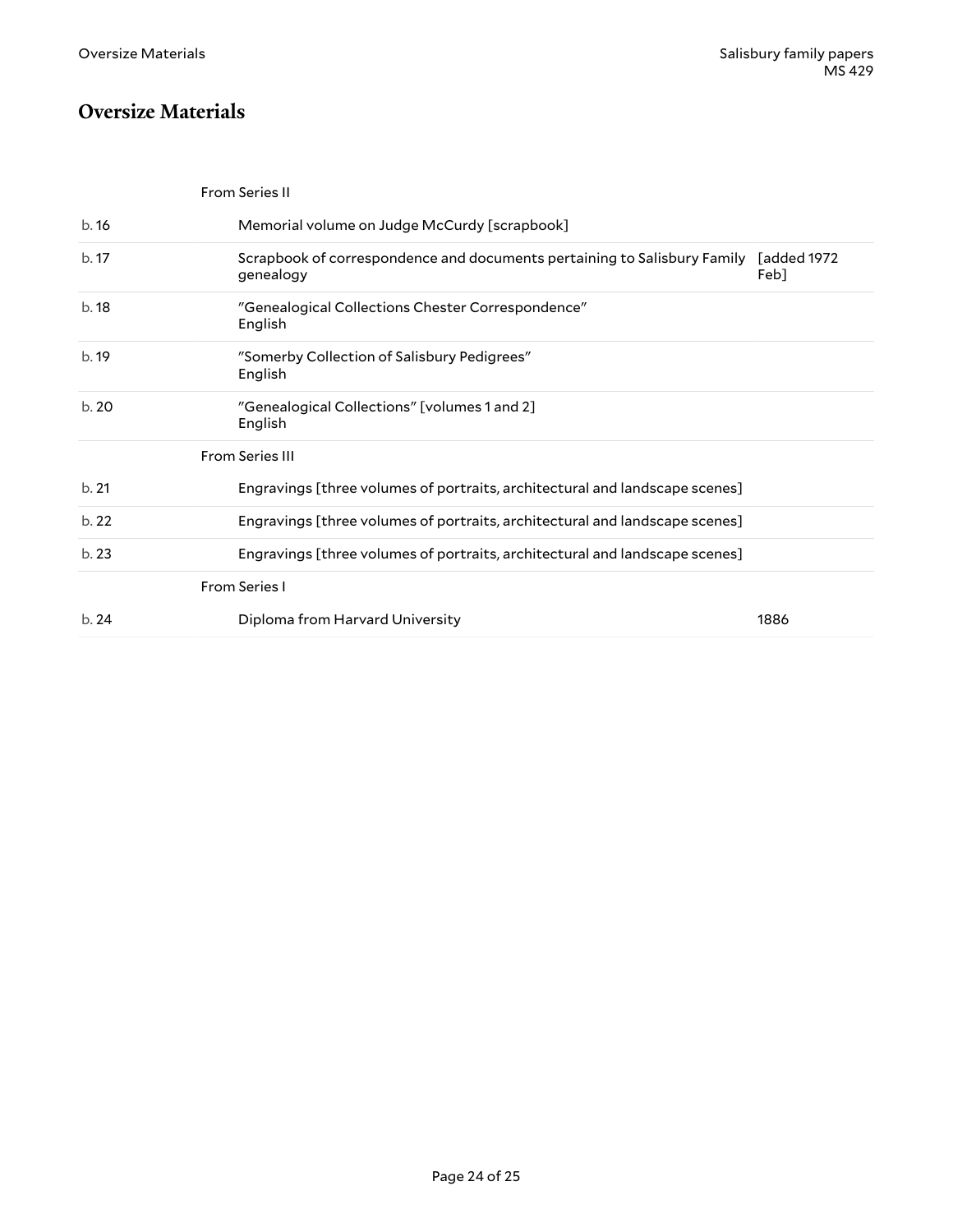## Oversize Materials

From Series II

| | | |
|---|---|---|
| b. 16 | Memorial volume on Judge McCurdy [scrapbook] | |
| b. 17 | Scrapbook of correspondence and documents pertaining to Salisbury Family genealogy | [added 1972 Feb] |
| b. 18 | "Genealogical Collections Chester Correspondence" English | |
| b. 19 | "Somerby Collection of Salisbury Pedigrees" English | |
| b. 20 | "Genealogical Collections" [volumes 1 and 2] English | |

From Series III

| | | |
|---|---|---|
| b. 21 | Engravings [three volumes of portraits, architectural and landscape scenes] | |
| b. 22 | Engravings [three volumes of portraits, architectural and landscape scenes] | |
| b. 23 | Engravings [three volumes of portraits, architectural and landscape scenes] | |

From Series I

| | | |
|---|---|---|
| b. 24 | Diploma from Harvard University | 1886 |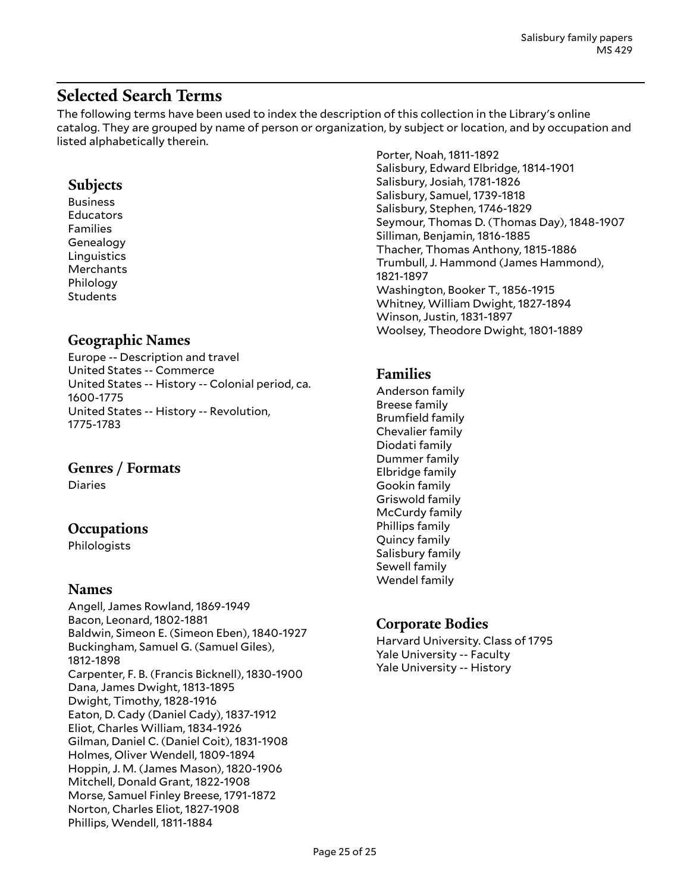## Selected Search Terms

The following terms have been used to index the description of this collection in the Library's online catalog. They are grouped by name of person or organization, by subject or location, and by occupation and listed alphabetically therein.

### Subjects

Business
Educators
Families
Genealogy
Linguistics
Merchants
Philology
Students

### Geographic Names

Europe -- Description and travel
United States -- Commerce
United States -- History -- Colonial period, ca. 1600-1775
United States -- History -- Revolution, 1775-1783

### Genres / Formats

Diaries

### Occupations

Philologists

### Names

Angell, James Rowland, 1869-1949
Bacon, Leonard, 1802-1881
Baldwin, Simeon E. (Simeon Eben), 1840-1927
Buckingham, Samuel G. (Samuel Giles), 1812-1898
Carpenter, F. B. (Francis Bicknell), 1830-1900
Dana, James Dwight, 1813-1895
Dwight, Timothy, 1828-1916
Eaton, D. Cady (Daniel Cady), 1837-1912
Eliot, Charles William, 1834-1926
Gilman, Daniel C. (Daniel Coit), 1831-1908
Holmes, Oliver Wendell, 1809-1894
Hoppin, J. M. (James Mason), 1820-1906
Mitchell, Donald Grant, 1822-1908
Morse, Samuel Finley Breese, 1791-1872
Norton, Charles Eliot, 1827-1908
Phillips, Wendell, 1811-1884
Porter, Noah, 1811-1892
Salisbury, Edward Elbridge, 1814-1901
Salisbury, Josiah, 1781-1826
Salisbury, Samuel, 1739-1818
Salisbury, Stephen, 1746-1829
Seymour, Thomas D. (Thomas Day), 1848-1907
Silliman, Benjamin, 1816-1885
Thacher, Thomas Anthony, 1815-1886
Trumbull, J. Hammond (James Hammond), 1821-1897
Washington, Booker T., 1856-1915
Whitney, William Dwight, 1827-1894
Winson, Justin, 1831-1897
Woolsey, Theodore Dwight, 1801-1889

### Families

Anderson family
Breese family
Brumfield family
Chevalier family
Diodati family
Dummer family
Elbridge family
Gookin family
Griswold family
McCurdy family
Phillips family
Quincy family
Salisbury family
Sewell family
Wendel family

### Corporate Bodies

Harvard University. Class of 1795
Yale University -- Faculty
Yale University -- History